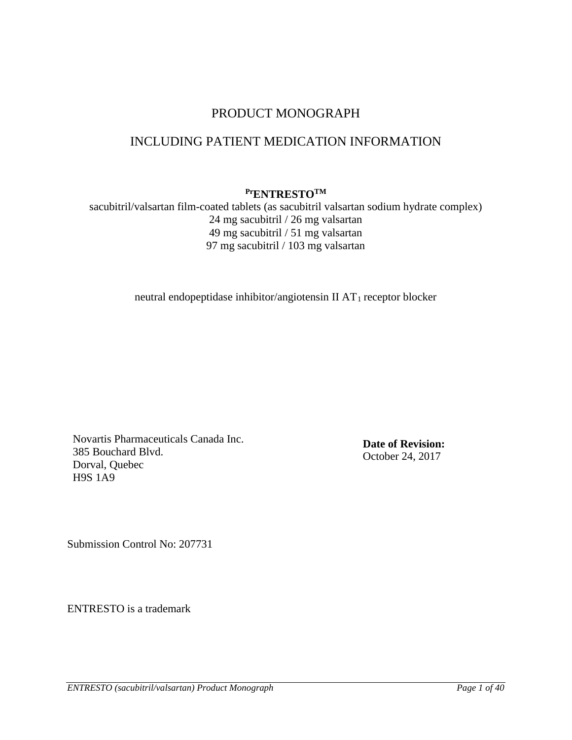# PRODUCT MONOGRAPH

## INCLUDING PATIENT MEDICATION INFORMATION

**PrENTRESTOTM**

sacubitril/valsartan film-coated tablets (as sacubitril valsartan sodium hydrate complex)
24 mg sacubitril / 26 mg valsartan
49 mg sacubitril / 51 mg valsartan
97 mg sacubitril / 103 mg valsartan

neutral endopeptidase inhibitor/angiotensin II $AT_1$ receptor blocker

Novartis Pharmaceuticals Canada Inc.
385 Bouchard Blvd.
Dorval, Quebec
H9S 1A9

**Date of Revision:**
October 24, 2017

Submission Control No: 207731

ENTRESTO is a trademark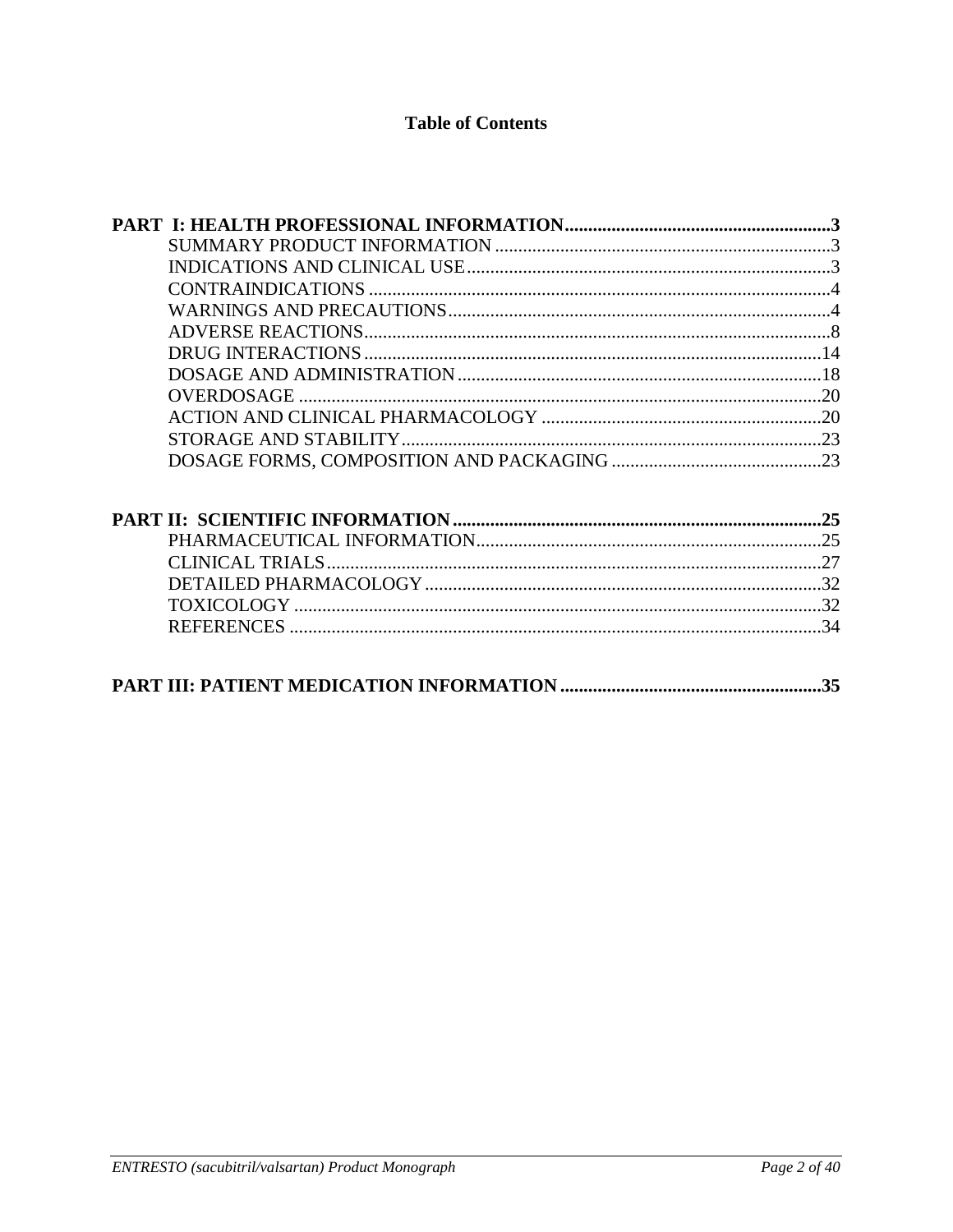## Table of Contents

**PART I: HEALTH PROFESSIONAL INFORMATION........................................................3**

SUMMARY PRODUCT INFORMATION........................................................................3

INDICATIONS AND CLINICAL USE..............................................................................3

CONTRAINDICATIONS..................................................................................................4

WARNINGS AND PRECAUTIONS.................................................................................4

ADVERSE REACTIONS...................................................................................................8

DRUG INTERACTIONS..................................................................................................14

DOSAGE AND ADMINISTRATION..............................................................................18

OVERDOSAGE................................................................................................................20

ACTION AND CLINICAL PHARMACOLOGY............................................................20

STORAGE AND STABILITY..........................................................................................23

DOSAGE FORMS, COMPOSITION AND PACKAGING.............................................23

**PART II: SCIENTIFIC INFORMATION..............................................................................25**

PHARMACEUTICAL INFORMATION..........................................................................25

CLINICAL TRIALS..........................................................................................................27

DETAILED PHARMACOLOGY.....................................................................................32

TOXICOLOGY.................................................................................................................32

REFERENCES..................................................................................................................34

**PART III: PATIENT MEDICATION INFORMATION........................................................35**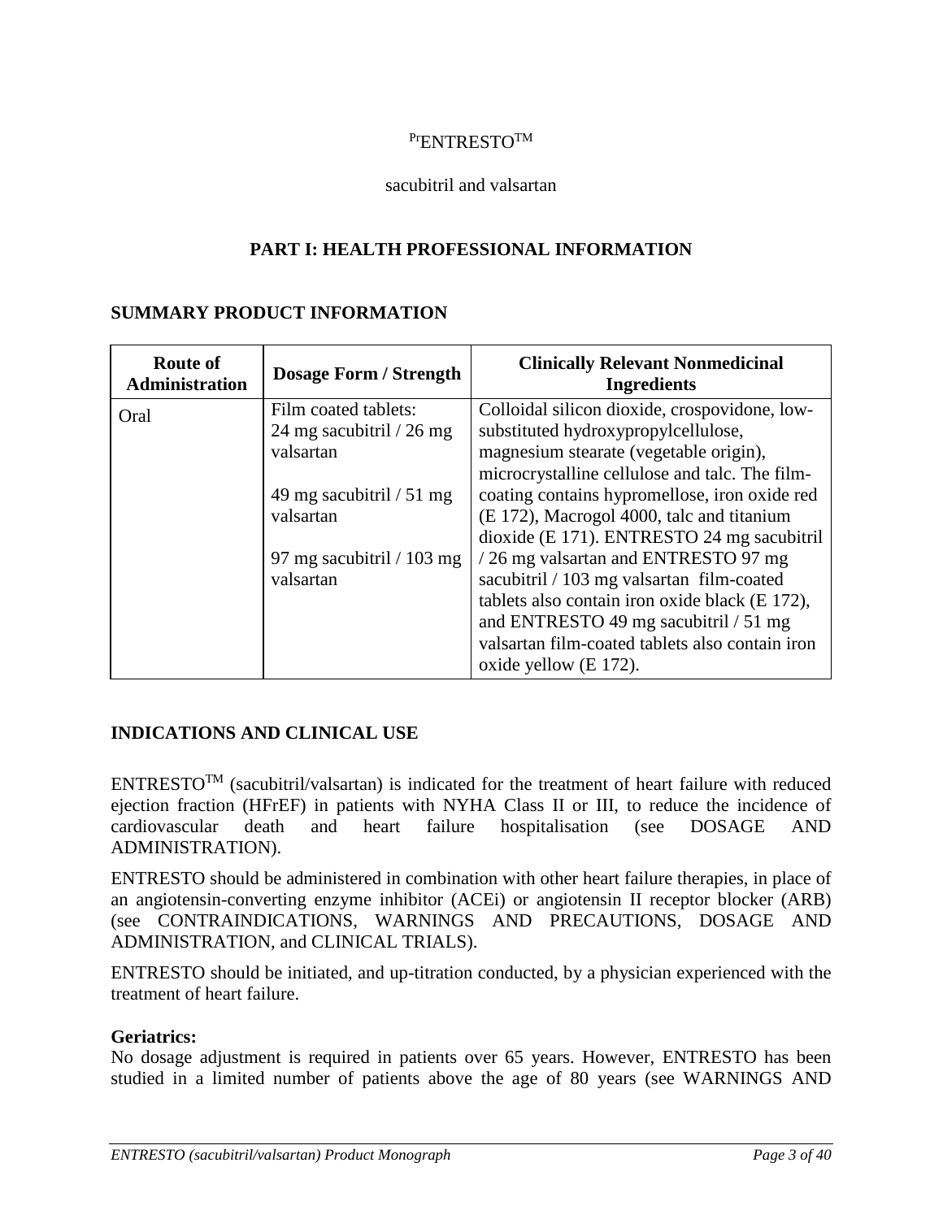Pr ENTRESTO™

sacubitril and valsartan

## PART I: HEALTH PROFESSIONAL INFORMATION

## SUMMARY PRODUCT INFORMATION

| Route of Administration | Dosage Form / Strength | Clinically Relevant Nonmedicinal Ingredients |
|---|---|---|
| Oral | Film coated tablets:<br>24 mg sacubitril / 26 mg valsartan<br><br>49 mg sacubitril / 51 mg valsartan<br><br>97 mg sacubitril / 103 mg valsartan | Colloidal silicon dioxide, crospovidone, low-substituted hydroxypropylcellulose, magnesium stearate (vegetable origin), microcrystalline cellulose and talc. The film-coating contains hypromellose, iron oxide red (E 172), Macrogol 4000, talc and titanium dioxide (E 171). ENTRESTO 24 mg sacubitril / 26 mg valsartan and ENTRESTO 97 mg sacubitril / 103 mg valsartan film-coated tablets also contain iron oxide black (E 172), and ENTRESTO 49 mg sacubitril / 51 mg valsartan film-coated tablets also contain iron oxide yellow (E 172). |

## INDICATIONS AND CLINICAL USE

ENTRESTO™ (sacubitril/valsartan) is indicated for the treatment of heart failure with reduced ejection fraction (HFrEF) in patients with NYHA Class II or III, to reduce the incidence of cardiovascular death and heart failure hospitalisation (see DOSAGE AND ADMINISTRATION).

ENTRESTO should be administered in combination with other heart failure therapies, in place of an angiotensin-converting enzyme inhibitor (ACEi) or angiotensin II receptor blocker (ARB) (see CONTRAINDICATIONS, WARNINGS AND PRECAUTIONS, DOSAGE AND ADMINISTRATION, and CLINICAL TRIALS).

ENTRESTO should be initiated, and up-titration conducted, by a physician experienced with the treatment of heart failure.

**Geriatrics:**
No dosage adjustment is required in patients over 65 years. However, ENTRESTO has been studied in a limited number of patients above the age of 80 years (see WARNINGS AND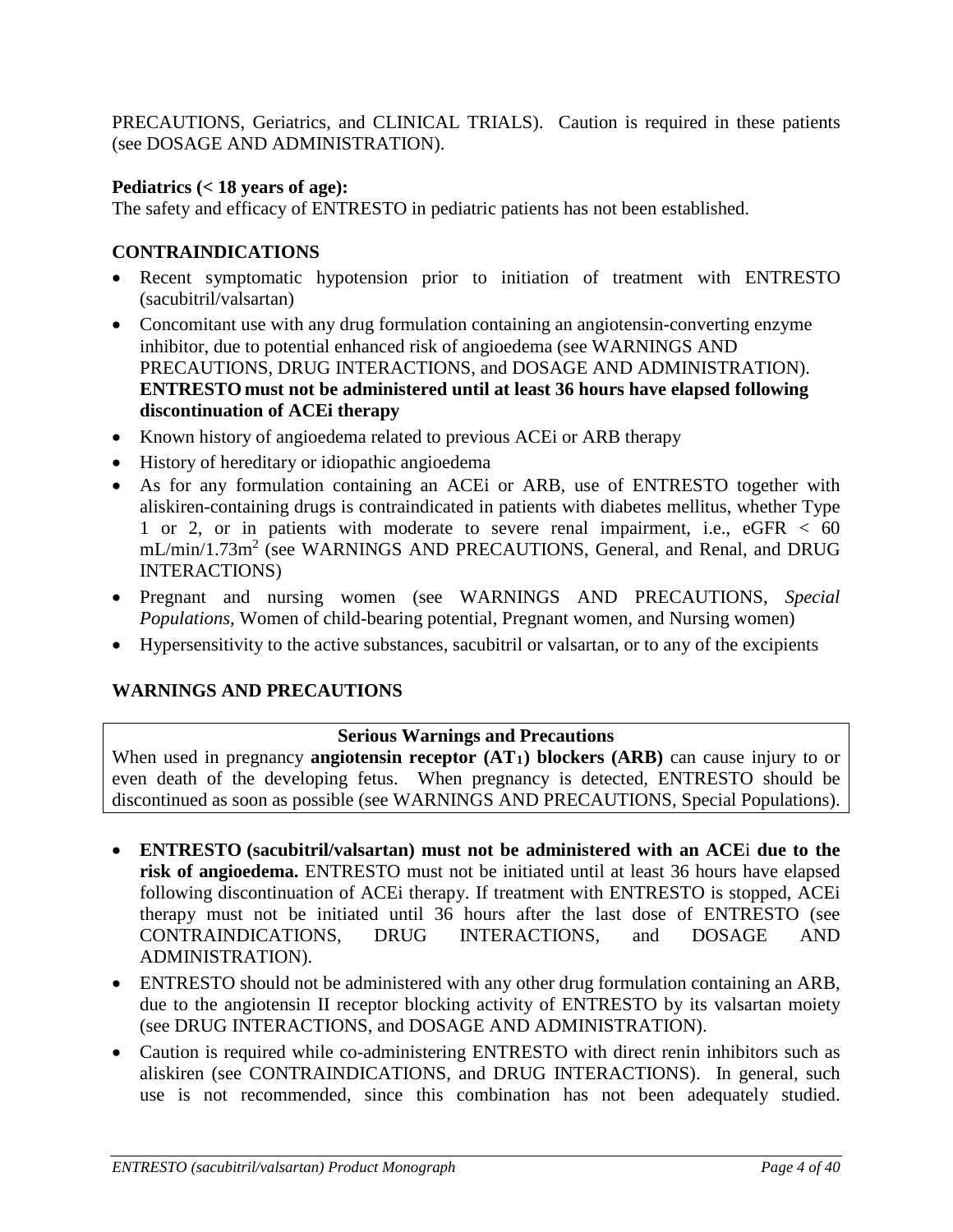PRECAUTIONS, Geriatrics, and CLINICAL TRIALS). Caution is required in these patients (see DOSAGE AND ADMINISTRATION).

**Pediatrics (< 18 years of age):**
The safety and efficacy of ENTRESTO in pediatric patients has not been established.

## CONTRAINDICATIONS

- Recent symptomatic hypotension prior to initiation of treatment with ENTRESTO (sacubitril/valsartan)
- Concomitant use with any drug formulation containing an angiotensin-converting enzyme inhibitor, due to potential enhanced risk of angioedema (see WARNINGS AND PRECAUTIONS, DRUG INTERACTIONS, and DOSAGE AND ADMINISTRATION). **ENTRESTO must not be administered until at least 36 hours have elapsed following discontinuation of ACEi therapy**
- Known history of angioedema related to previous ACEi or ARB therapy
- History of hereditary or idiopathic angioedema
- As for any formulation containing an ACEi or ARB, use of ENTRESTO together with aliskiren-containing drugs is contraindicated in patients with diabetes mellitus, whether Type 1 or 2, or in patients with moderate to severe renal impairment, i.e., eGFR < 60 mL/min/1.73m$^2$ (see WARNINGS AND PRECAUTIONS, General, and Renal, and DRUG INTERACTIONS)
- Pregnant and nursing women (see WARNINGS AND PRECAUTIONS, *Special Populations,* Women of child-bearing potential, Pregnant women, and Nursing women)
- Hypersensitivity to the active substances, sacubitril or valsartan, or to any of the excipients

## WARNINGS AND PRECAUTIONS

| **Serious Warnings and Precautions** |
| --- |
| When used in pregnancy **angiotensin receptor ($AT_1$) blockers (ARB)** can cause injury to or even death of the developing fetus. When pregnancy is detected, ENTRESTO should be discontinued as soon as possible (see WARNINGS AND PRECAUTIONS, Special Populations). |

- **ENTRESTO (sacubitril/valsartan) must not be administered with an ACE**i **due to the risk of angioedema.** ENTRESTO must not be initiated until at least 36 hours have elapsed following discontinuation of ACEi therapy. If treatment with ENTRESTO is stopped, ACEi therapy must not be initiated until 36 hours after the last dose of ENTRESTO (see CONTRAINDICATIONS, DRUG INTERACTIONS, and DOSAGE AND ADMINISTRATION).
- ENTRESTO should not be administered with any other drug formulation containing an ARB, due to the angiotensin II receptor blocking activity of ENTRESTO by its valsartan moiety (see DRUG INTERACTIONS, and DOSAGE AND ADMINISTRATION).
- Caution is required while co-administering ENTRESTO with direct renin inhibitors such as aliskiren (see CONTRAINDICATIONS, and DRUG INTERACTIONS). In general, such use is not recommended, since this combination has not been adequately studied.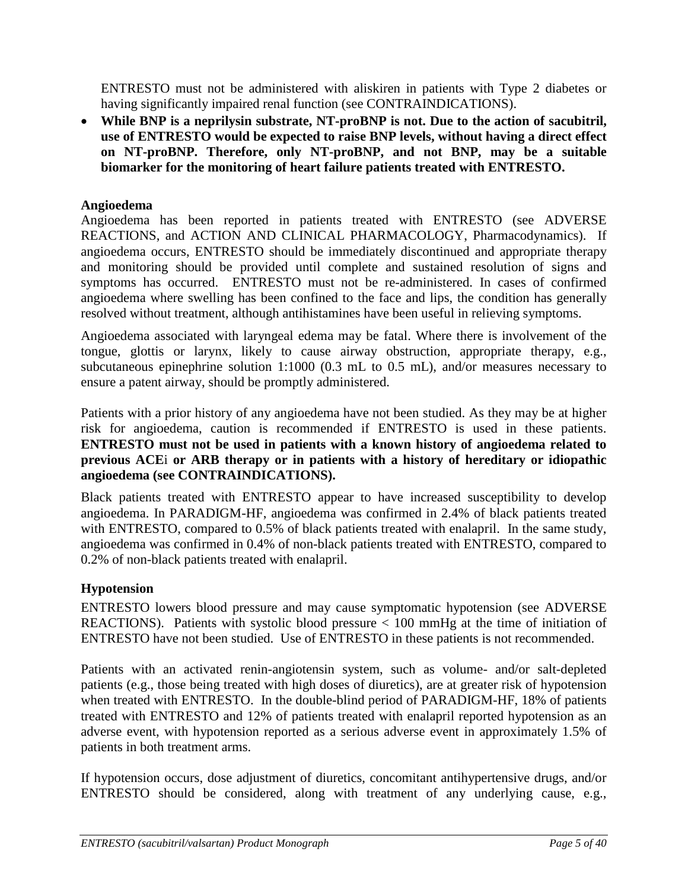ENTRESTO must not be administered with aliskiren in patients with Type 2 diabetes or having significantly impaired renal function (see CONTRAINDICATIONS).

- **While BNP is a neprilysin substrate, NT-proBNP is not. Due to the action of sacubitril, use of ENTRESTO would be expected to raise BNP levels, without having a direct effect on NT-proBNP. Therefore, only NT-proBNP, and not BNP, may be a suitable biomarker for the monitoring of heart failure patients treated with ENTRESTO.**

**Angioedema**

Angioedema has been reported in patients treated with ENTRESTO (see ADVERSE REACTIONS, and ACTION AND CLINICAL PHARMACOLOGY, Pharmacodynamics). If angioedema occurs, ENTRESTO should be immediately discontinued and appropriate therapy and monitoring should be provided until complete and sustained resolution of signs and symptoms has occurred. ENTRESTO must not be re-administered. In cases of confirmed angioedema where swelling has been confined to the face and lips, the condition has generally resolved without treatment, although antihistamines have been useful in relieving symptoms.

Angioedema associated with laryngeal edema may be fatal. Where there is involvement of the tongue, glottis or larynx, likely to cause airway obstruction, appropriate therapy, e.g., subcutaneous epinephrine solution 1:1000 (0.3 mL to 0.5 mL), and/or measures necessary to ensure a patent airway, should be promptly administered.

Patients with a prior history of any angioedema have not been studied. As they may be at higher risk for angioedema, caution is recommended if ENTRESTO is used in these patients. **ENTRESTO must not be used in patients with a known history of angioedema related to previous ACEi or ARB therapy or in patients with a history of hereditary or idiopathic angioedema (see CONTRAINDICATIONS).**

Black patients treated with ENTRESTO appear to have increased susceptibility to develop angioedema. In PARADIGM-HF, angioedema was confirmed in 2.4% of black patients treated with ENTRESTO, compared to 0.5% of black patients treated with enalapril. In the same study, angioedema was confirmed in 0.4% of non-black patients treated with ENTRESTO, compared to 0.2% of non-black patients treated with enalapril.

**Hypotension**

ENTRESTO lowers blood pressure and may cause symptomatic hypotension (see ADVERSE REACTIONS). Patients with systolic blood pressure < 100 mmHg at the time of initiation of ENTRESTO have not been studied. Use of ENTRESTO in these patients is not recommended.

Patients with an activated renin-angiotensin system, such as volume- and/or salt-depleted patients (e.g., those being treated with high doses of diuretics), are at greater risk of hypotension when treated with ENTRESTO. In the double-blind period of PARADIGM-HF, 18% of patients treated with ENTRESTO and 12% of patients treated with enalapril reported hypotension as an adverse event, with hypotension reported as a serious adverse event in approximately 1.5% of patients in both treatment arms.

If hypotension occurs, dose adjustment of diuretics, concomitant antihypertensive drugs, and/or ENTRESTO should be considered, along with treatment of any underlying cause, e.g.,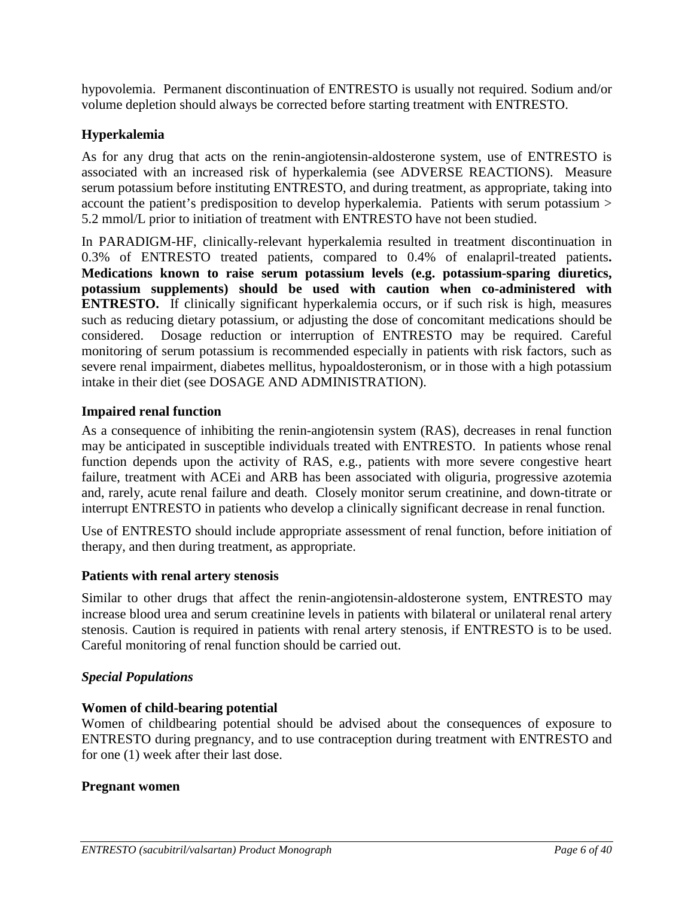hypovolemia. Permanent discontinuation of ENTRESTO is usually not required. Sodium and/or volume depletion should always be corrected before starting treatment with ENTRESTO.

**Hyperkalemia**

As for any drug that acts on the renin-angiotensin-aldosterone system, use of ENTRESTO is associated with an increased risk of hyperkalemia (see ADVERSE REACTIONS). Measure serum potassium before instituting ENTRESTO, and during treatment, as appropriate, taking into account the patient's predisposition to develop hyperkalemia. Patients with serum potassium > 5.2 mmol/L prior to initiation of treatment with ENTRESTO have not been studied.

In PARADIGM-HF, clinically-relevant hyperkalemia resulted in treatment discontinuation in 0.3% of ENTRESTO treated patients, compared to 0.4% of enalapril-treated patients**. Medications known to raise serum potassium levels (e.g. potassium-sparing diuretics, potassium supplements) should be used with caution when co-administered with ENTRESTO.** If clinically significant hyperkalemia occurs, or if such risk is high, measures such as reducing dietary potassium, or adjusting the dose of concomitant medications should be considered. Dosage reduction or interruption of ENTRESTO may be required. Careful monitoring of serum potassium is recommended especially in patients with risk factors, such as severe renal impairment, diabetes mellitus, hypoaldosteronism, or in those with a high potassium intake in their diet (see DOSAGE AND ADMINISTRATION).

**Impaired renal function**

As a consequence of inhibiting the renin-angiotensin system (RAS), decreases in renal function may be anticipated in susceptible individuals treated with ENTRESTO. In patients whose renal function depends upon the activity of RAS, e.g., patients with more severe congestive heart failure, treatment with ACEi and ARB has been associated with oliguria, progressive azotemia and, rarely, acute renal failure and death. Closely monitor serum creatinine, and down-titrate or interrupt ENTRESTO in patients who develop a clinically significant decrease in renal function.

Use of ENTRESTO should include appropriate assessment of renal function, before initiation of therapy, and then during treatment, as appropriate.

**Patients with renal artery stenosis**

Similar to other drugs that affect the renin-angiotensin-aldosterone system, ENTRESTO may increase blood urea and serum creatinine levels in patients with bilateral or unilateral renal artery stenosis. Caution is required in patients with renal artery stenosis, if ENTRESTO is to be used. Careful monitoring of renal function should be carried out.

***Special Populations***

**Women of child-bearing potential**

Women of childbearing potential should be advised about the consequences of exposure to ENTRESTO during pregnancy, and to use contraception during treatment with ENTRESTO and for one (1) week after their last dose.

**Pregnant women**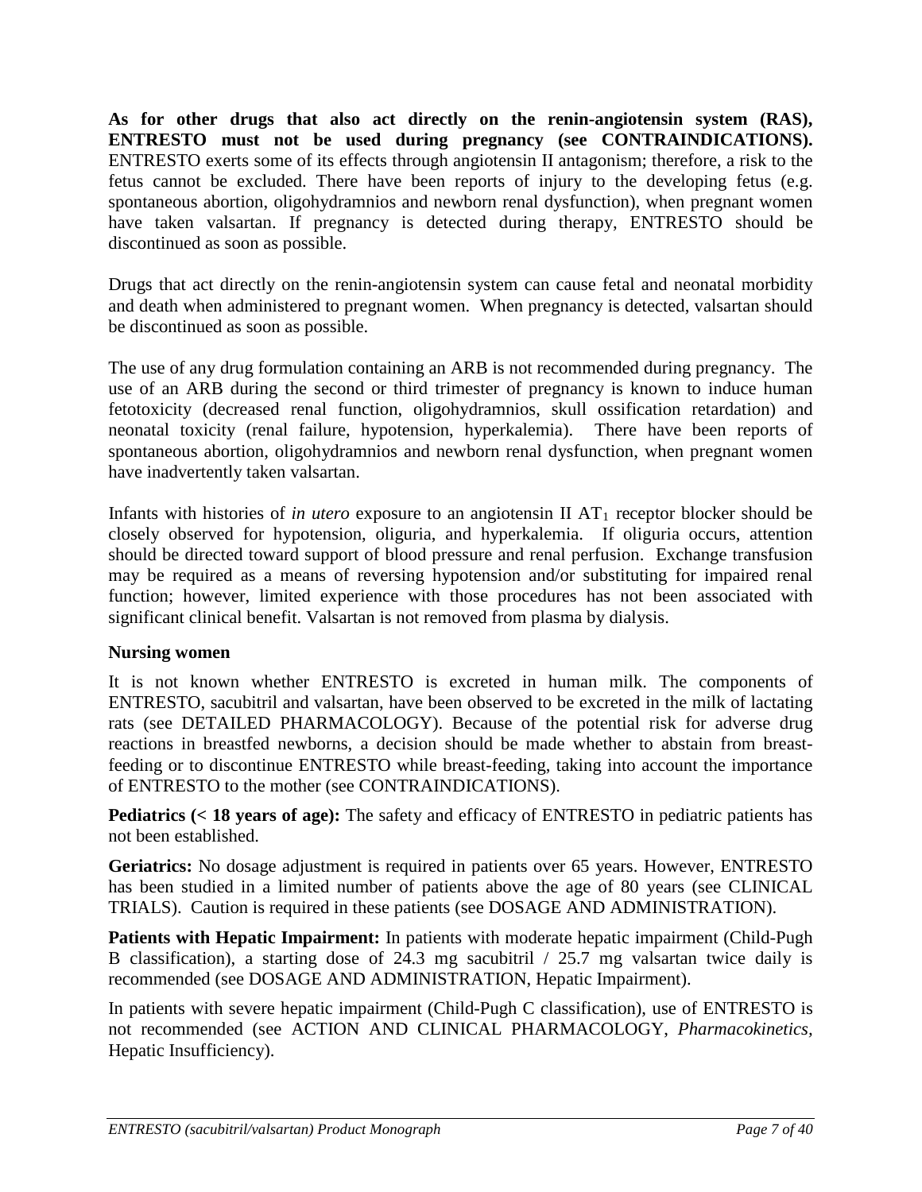**As for other drugs that also act directly on the renin-angiotensin system (RAS), ENTRESTO must not be used during pregnancy (see CONTRAINDICATIONS).** ENTRESTO exerts some of its effects through angiotensin II antagonism; therefore, a risk to the fetus cannot be excluded. There have been reports of injury to the developing fetus (e.g. spontaneous abortion, oligohydramnios and newborn renal dysfunction), when pregnant women have taken valsartan. If pregnancy is detected during therapy, ENTRESTO should be discontinued as soon as possible.

Drugs that act directly on the renin-angiotensin system can cause fetal and neonatal morbidity and death when administered to pregnant women. When pregnancy is detected, valsartan should be discontinued as soon as possible.

The use of any drug formulation containing an ARB is not recommended during pregnancy. The use of an ARB during the second or third trimester of pregnancy is known to induce human fetotoxicity (decreased renal function, oligohydramnios, skull ossification retardation) and neonatal toxicity (renal failure, hypotension, hyperkalemia). There have been reports of spontaneous abortion, oligohydramnios and newborn renal dysfunction, when pregnant women have inadvertently taken valsartan.

Infants with histories of *in utero* exposure to an angiotensin II $AT_1$ receptor blocker should be closely observed for hypotension, oliguria, and hyperkalemia. If oliguria occurs, attention should be directed toward support of blood pressure and renal perfusion. Exchange transfusion may be required as a means of reversing hypotension and/or substituting for impaired renal function; however, limited experience with those procedures has not been associated with significant clinical benefit. Valsartan is not removed from plasma by dialysis.

**Nursing women**

It is not known whether ENTRESTO is excreted in human milk. The components of ENTRESTO, sacubitril and valsartan, have been observed to be excreted in the milk of lactating rats (see DETAILED PHARMACOLOGY). Because of the potential risk for adverse drug reactions in breastfed newborns, a decision should be made whether to abstain from breast-feeding or to discontinue ENTRESTO while breast-feeding, taking into account the importance of ENTRESTO to the mother (see CONTRAINDICATIONS).

**Pediatrics (< 18 years of age):** The safety and efficacy of ENTRESTO in pediatric patients has not been established.

**Geriatrics:** No dosage adjustment is required in patients over 65 years. However, ENTRESTO has been studied in a limited number of patients above the age of 80 years (see CLINICAL TRIALS). Caution is required in these patients (see DOSAGE AND ADMINISTRATION).

**Patients with Hepatic Impairment:** In patients with moderate hepatic impairment (Child-Pugh B classification), a starting dose of 24.3 mg sacubitril / 25.7 mg valsartan twice daily is recommended (see DOSAGE AND ADMINISTRATION, Hepatic Impairment).

In patients with severe hepatic impairment (Child-Pugh C classification), use of ENTRESTO is not recommended (see ACTION AND CLINICAL PHARMACOLOGY, *Pharmacokinetics,* Hepatic Insufficiency).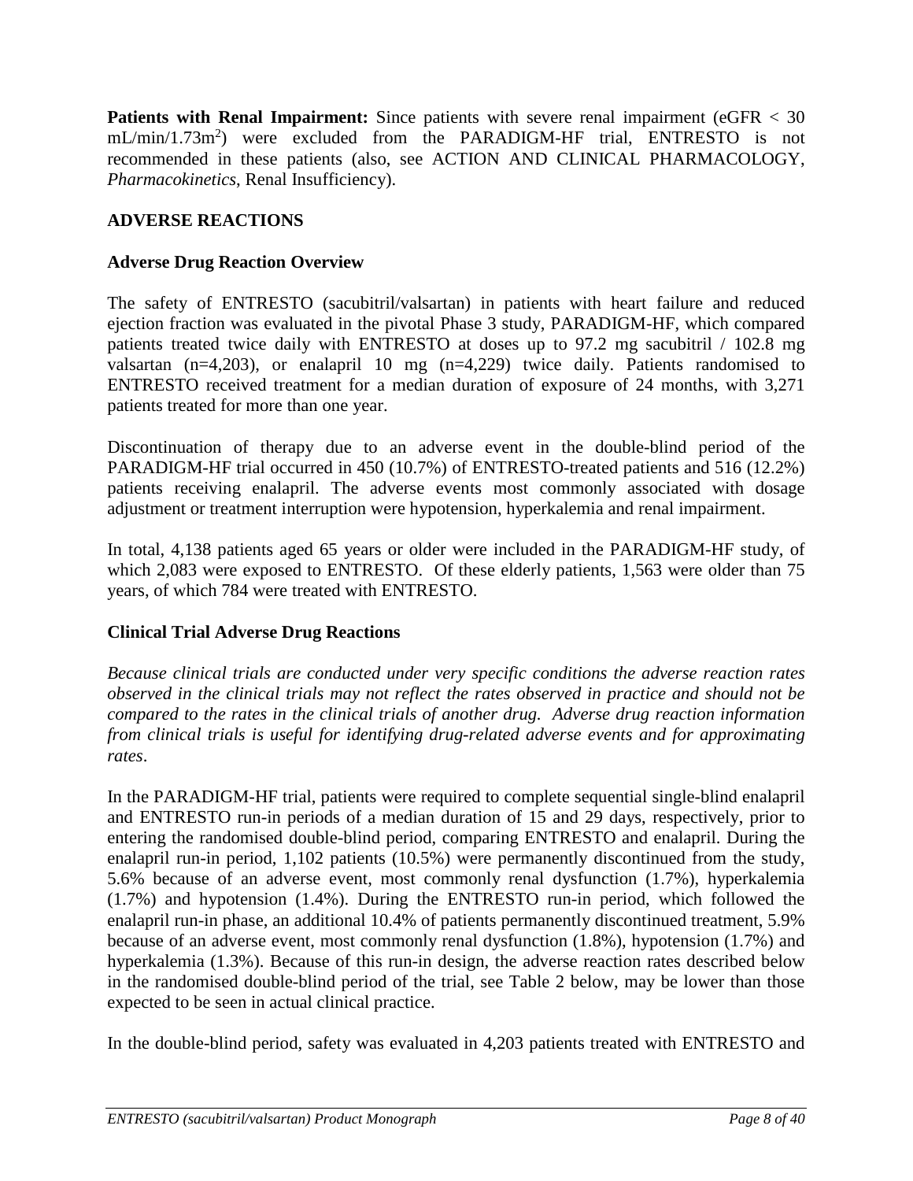**Patients with Renal Impairment:** Since patients with severe renal impairment (eGFR < 30 mL/min/1.73m$^2$) were excluded from the PARADIGM-HF trial, ENTRESTO is not recommended in these patients (also, see ACTION AND CLINICAL PHARMACOLOGY, *Pharmacokinetics*, Renal Insufficiency).

## ADVERSE REACTIONS

### Adverse Drug Reaction Overview

The safety of ENTRESTO (sacubitril/valsartan) in patients with heart failure and reduced ejection fraction was evaluated in the pivotal Phase 3 study, PARADIGM-HF, which compared patients treated twice daily with ENTRESTO at doses up to 97.2 mg sacubitril / 102.8 mg valsartan (n=4,203), or enalapril 10 mg (n=4,229) twice daily. Patients randomised to ENTRESTO received treatment for a median duration of exposure of 24 months, with 3,271 patients treated for more than one year.

Discontinuation of therapy due to an adverse event in the double-blind period of the PARADIGM-HF trial occurred in 450 (10.7%) of ENTRESTO-treated patients and 516 (12.2%) patients receiving enalapril. The adverse events most commonly associated with dosage adjustment or treatment interruption were hypotension, hyperkalemia and renal impairment.

In total, 4,138 patients aged 65 years or older were included in the PARADIGM-HF study, of which 2,083 were exposed to ENTRESTO. Of these elderly patients, 1,563 were older than 75 years, of which 784 were treated with ENTRESTO.

### Clinical Trial Adverse Drug Reactions

*Because clinical trials are conducted under very specific conditions the adverse reaction rates observed in the clinical trials may not reflect the rates observed in practice and should not be compared to the rates in the clinical trials of another drug. Adverse drug reaction information from clinical trials is useful for identifying drug-related adverse events and for approximating rates*.

In the PARADIGM-HF trial, patients were required to complete sequential single-blind enalapril and ENTRESTO run-in periods of a median duration of 15 and 29 days, respectively, prior to entering the randomised double-blind period, comparing ENTRESTO and enalapril. During the enalapril run-in period, 1,102 patients (10.5%) were permanently discontinued from the study, 5.6% because of an adverse event, most commonly renal dysfunction (1.7%), hyperkalemia (1.7%) and hypotension (1.4%). During the ENTRESTO run-in period, which followed the enalapril run-in phase, an additional 10.4% of patients permanently discontinued treatment, 5.9% because of an adverse event, most commonly renal dysfunction (1.8%), hypotension (1.7%) and hyperkalemia (1.3%). Because of this run-in design, the adverse reaction rates described below in the randomised double-blind period of the trial, see Table 2 below, may be lower than those expected to be seen in actual clinical practice.

In the double-blind period, safety was evaluated in 4,203 patients treated with ENTRESTO and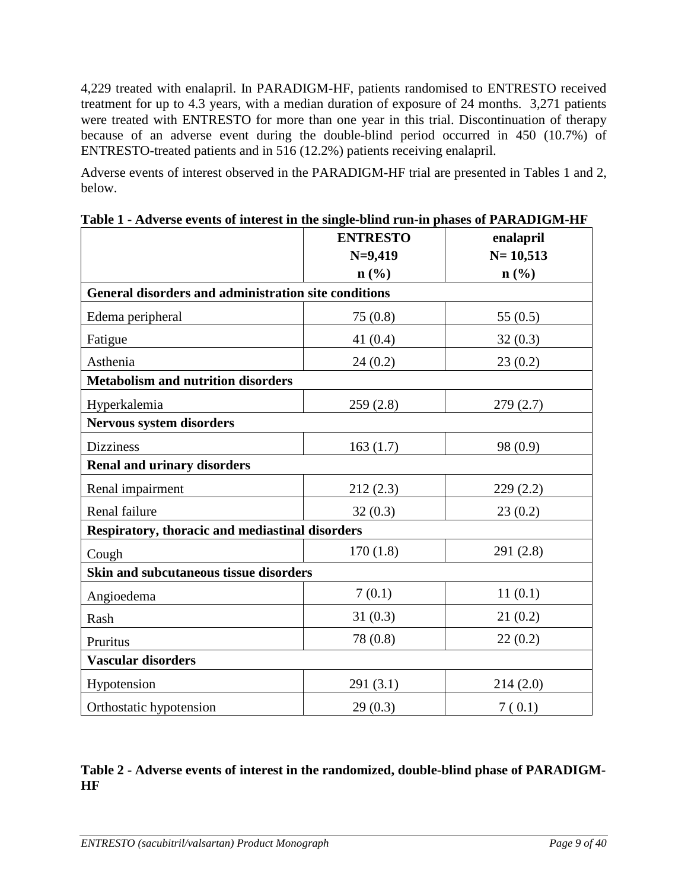4,229 treated with enalapril. In PARADIGM-HF, patients randomised to ENTRESTO received treatment for up to 4.3 years, with a median duration of exposure of 24 months. 3,271 patients were treated with ENTRESTO for more than one year in this trial. Discontinuation of therapy because of an adverse event during the double-blind period occurred in 450 (10.7%) of ENTRESTO-treated patients and in 516 (12.2%) patients receiving enalapril.

Adverse events of interest observed in the PARADIGM-HF trial are presented in Tables 1 and 2, below.

**Table 1 - Adverse events of interest in the single-blind run-in phases of PARADIGM-HF**

| | **ENTRESTO N=9,419 n (%)** | **enalapril N= 10,513 n (%)** |
|---|---|---|
| **General disorders and administration site conditions** | | |
| Edema peripheral | 75 (0.8) | 55 (0.5) |
| Fatigue | 41 (0.4) | 32 (0.3) |
| Asthenia | 24 (0.2) | 23 (0.2) |
| **Metabolism and nutrition disorders** | | |
| Hyperkalemia | 259 (2.8) | 279 (2.7) |
| **Nervous system disorders** | | |
| Dizziness | 163 (1.7) | 98 (0.9) |
| **Renal and urinary disorders** | | |
| Renal impairment | 212 (2.3) | 229 (2.2) |
| Renal failure | 32 (0.3) | 23 (0.2) |
| **Respiratory, thoracic and mediastinal disorders** | | |
| Cough | 170 (1.8) | 291 (2.8) |
| **Skin and subcutaneous tissue disorders** | | |
| Angioedema | 7 (0.1) | 11 (0.1) |
| Rash | 31 (0.3) | 21 (0.2) |
| Pruritus | 78 (0.8) | 22 (0.2) |
| **Vascular disorders** | | |
| Hypotension | 291 (3.1) | 214 (2.0) |
| Orthostatic hypotension | 29 (0.3) | 7 ( 0.1) |

**Table 2 - Adverse events of interest in the randomized, double-blind phase of PARADIGM-HF**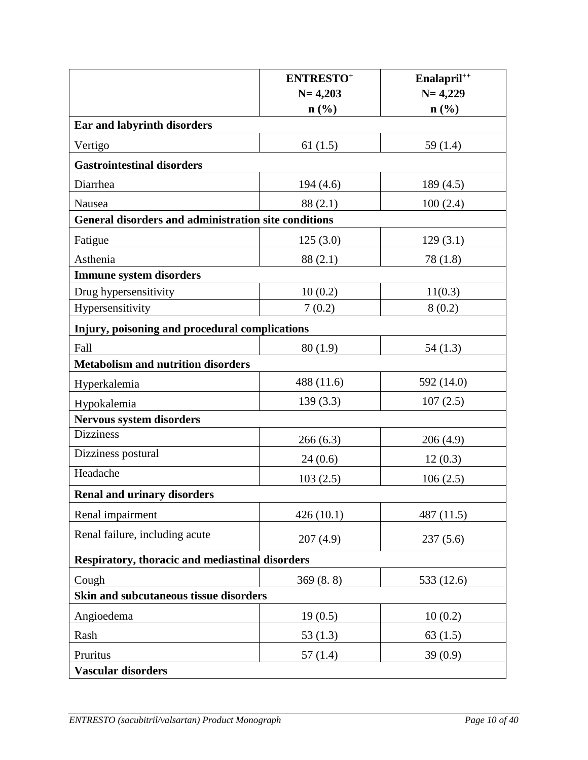| | ENTRESTO[+] N= 4,203 n (%) | Enalapril[++] N= 4,229 n (%) |
|---|---|---|
| **Ear and labyrinth disorders** | | |
| Vertigo | 61 (1.5) | 59 (1.4) |
| **Gastrointestinal disorders** | | |
| Diarrhea | 194 (4.6) | 189 (4.5) |
| Nausea | 88 (2.1) | 100 (2.4) |
| **General disorders and administration site conditions** | | |
| Fatigue | 125 (3.0) | 129 (3.1) |
| Asthenia | 88 (2.1) | 78 (1.8) |
| **Immune system disorders** | | |
| Drug hypersensitivity | 10 (0.2) | 11(0.3) |
| Hypersensitivity | 7 (0.2) | 8 (0.2) |
| **Injury, poisoning and procedural complications** | | |
| Fall | 80 (1.9) | 54 (1.3) |
| **Metabolism and nutrition disorders** | | |
| Hyperkalemia | 488 (11.6) | 592 (14.0) |
| Hypokalemia | 139 (3.3) | 107 (2.5) |
| **Nervous system disorders** | | |
| Dizziness | 266 (6.3) | 206 (4.9) |
| Dizziness postural | 24 (0.6) | 12 (0.3) |
| Headache | 103 (2.5) | 106 (2.5) |
| **Renal and urinary disorders** | | |
| Renal impairment | 426 (10.1) | 487 (11.5) |
| Renal failure, including acute | 207 (4.9) | 237 (5.6) |
| **Respiratory, thoracic and mediastinal disorders** | | |
| Cough | 369 (8. 8) | 533 (12.6) |
| **Skin and subcutaneous tissue disorders** | | |
| Angioedema | 19 (0.5) | 10 (0.2) |
| Rash | 53 (1.3) | 63 (1.5) |
| Pruritus | 57 (1.4) | 39 (0.9) |
| **Vascular disorders** | | |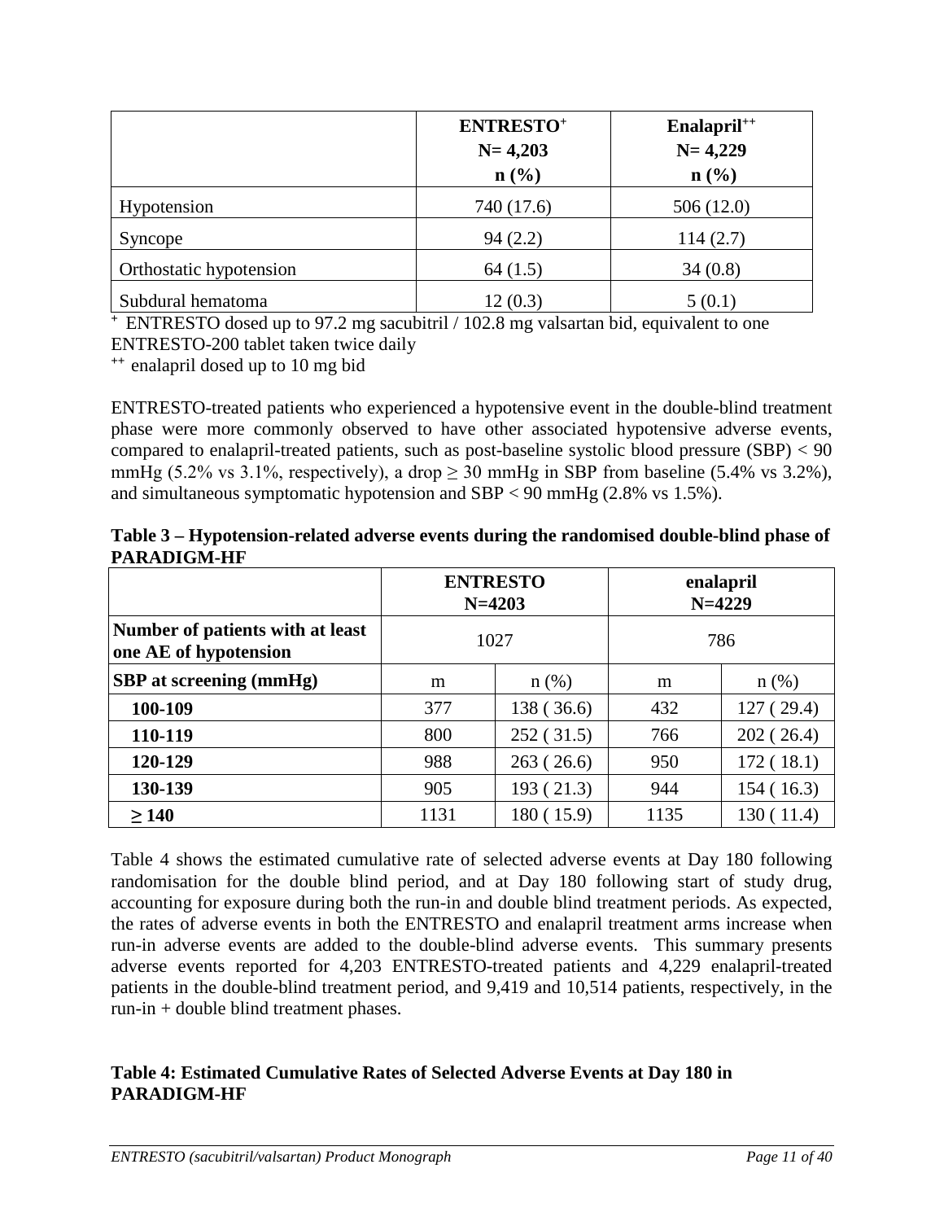| | ENTRESTO[+] N= 4,203 n (%) | Enalapril[++] N= 4,229 n (%) |
|---|---|---|
| Hypotension | 740 (17.6) | 506 (12.0) |
| Syncope | 94 (2.2) | 114 (2.7) |
| Orthostatic hypotension | 64 (1.5) | 34 (0.8) |
| Subdural hematoma | 12 (0.3) | 5 (0.1) |

[+] ENTRESTO dosed up to 97.2 mg sacubitril / 102.8 mg valsartan bid, equivalent to one ENTRESTO-200 tablet taken twice daily

[++] enalapril dosed up to 10 mg bid

ENTRESTO-treated patients who experienced a hypotensive event in the double-blind treatment phase were more commonly observed to have other associated hypotensive adverse events, compared to enalapril-treated patients, such as post-baseline systolic blood pressure (SBP) < 90 mmHg (5.2% vs 3.1%, respectively), a drop ≥ 30 mmHg in SBP from baseline (5.4% vs 3.2%), and simultaneous symptomatic hypotension and SBP < 90 mmHg (2.8% vs 1.5%).

**Table 3 – Hypotension-related adverse events during the randomised double-blind phase of PARADIGM-HF**

| | ENTRESTO N=4203 | | enalapril N=4229 | |
|---|---|---|---|---|
| **Number of patients with at least one AE of hypotension** | 1027 | | 786 | |
| **SBP at screening (mmHg)** | m | n (%) | m | n (%) |
| **100-109** | 377 | 138 ( 36.6) | 432 | 127 ( 29.4) |
| **110-119** | 800 | 252 ( 31.5) | 766 | 202 ( 26.4) |
| **120-129** | 988 | 263 ( 26.6) | 950 | 172 ( 18.1) |
| **130-139** | 905 | 193 ( 21.3) | 944 | 154 ( 16.3) |
| **≥ 140** | 1131 | 180 ( 15.9) | 1135 | 130 ( 11.4) |

Table 4 shows the estimated cumulative rate of selected adverse events at Day 180 following randomisation for the double blind period, and at Day 180 following start of study drug, accounting for exposure during both the run-in and double blind treatment periods. As expected, the rates of adverse events in both the ENTRESTO and enalapril treatment arms increase when run-in adverse events are added to the double-blind adverse events. This summary presents adverse events reported for 4,203 ENTRESTO-treated patients and 4,229 enalapril-treated patients in the double-blind treatment period, and 9,419 and 10,514 patients, respectively, in the run-in + double blind treatment phases.

**Table 4: Estimated Cumulative Rates of Selected Adverse Events at Day 180 in PARADIGM-HF**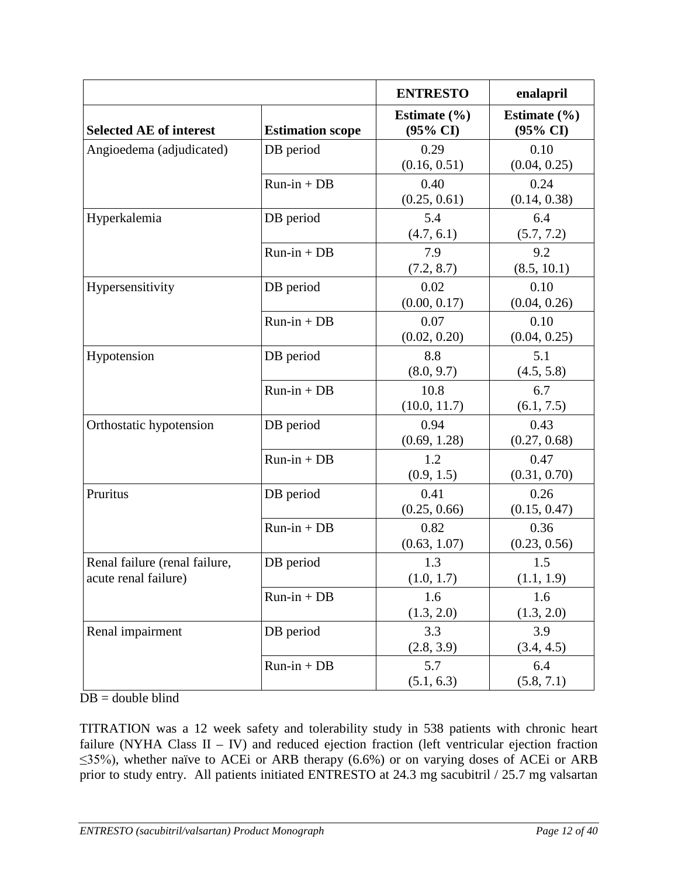| | | ENTRESTO | enalapril |
|---|---|---|---|
| **Selected AE of interest** | **Estimation scope** | **Estimate (%) (95% CI)** | **Estimate (%) (95% CI)** |
| Angioedema (adjudicated) | DB period | 0.29 (0.16, 0.51) | 0.10 (0.04, 0.25) |
| | Run-in + DB | 0.40 (0.25, 0.61) | 0.24 (0.14, 0.38) |
| Hyperkalemia | DB period | 5.4 (4.7, 6.1) | 6.4 (5.7, 7.2) |
| | Run-in + DB | 7.9 (7.2, 8.7) | 9.2 (8.5, 10.1) |
| Hypersensitivity | DB period | 0.02 (0.00, 0.17) | 0.10 (0.04, 0.26) |
| | Run-in + DB | 0.07 (0.02, 0.20) | 0.10 (0.04, 0.25) |
| Hypotension | DB period | 8.8 (8.0, 9.7) | 5.1 (4.5, 5.8) |
| | Run-in + DB | 10.8 (10.0, 11.7) | 6.7 (6.1, 7.5) |
| Orthostatic hypotension | DB period | 0.94 (0.69, 1.28) | 0.43 (0.27, 0.68) |
| | Run-in + DB | 1.2 (0.9, 1.5) | 0.47 (0.31, 0.70) |
| Pruritus | DB period | 0.41 (0.25, 0.66) | 0.26 (0.15, 0.47) |
| | Run-in + DB | 0.82 (0.63, 1.07) | 0.36 (0.23, 0.56) |
| Renal failure (renal failure, acute renal failure) | DB period | 1.3 (1.0, 1.7) | 1.5 (1.1, 1.9) |
| | Run-in + DB | 1.6 (1.3, 2.0) | 1.6 (1.3, 2.0) |
| Renal impairment | DB period | 3.3 (2.8, 3.9) | 3.9 (3.4, 4.5) |
| | Run-in + DB | 5.7 (5.1, 6.3) | 6.4 (5.8, 7.1) |

DB = double blind

TITRATION was a 12 week safety and tolerability study in 538 patients with chronic heart failure (NYHA Class II – IV) and reduced ejection fraction (left ventricular ejection fraction ≤35%), whether naïve to ACEi or ARB therapy (6.6%) or on varying doses of ACEi or ARB prior to study entry. All patients initiated ENTRESTO at 24.3 mg sacubitril / 25.7 mg valsartan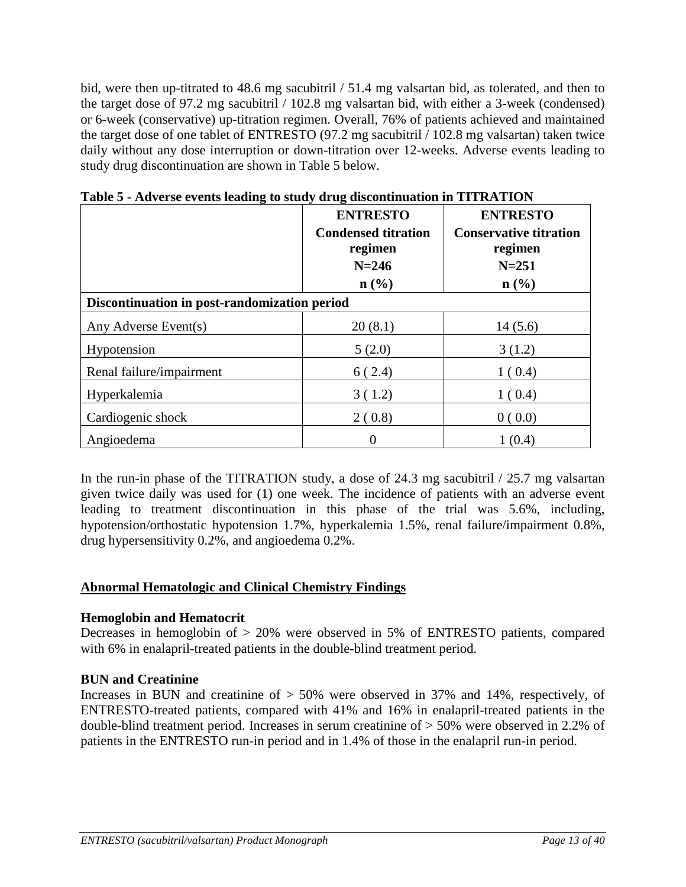bid, were then up-titrated to 48.6 mg sacubitril / 51.4 mg valsartan bid, as tolerated, and then to the target dose of 97.2 mg sacubitril / 102.8 mg valsartan bid, with either a 3-week (condensed) or 6-week (conservative) up-titration regimen. Overall, 76% of patients achieved and maintained the target dose of one tablet of ENTRESTO (97.2 mg sacubitril / 102.8 mg valsartan) taken twice daily without any dose interruption or down-titration over 12-weeks. Adverse events leading to study drug discontinuation are shown in Table 5 below.

**Table 5 - Adverse events leading to study drug discontinuation in TITRATION**

| | **ENTRESTO Condensed titration regimen N=246 n (%)** | **ENTRESTO Conservative titration regimen N=251 n (%)** |
|---|---|---|
| **Discontinuation in post-randomization period** | | |
| Any Adverse Event(s) | 20 (8.1) | 14 (5.6) |
| Hypotension | 5 (2.0) | 3 (1.2) |
| Renal failure/impairment | 6 ( 2.4) | 1 ( 0.4) |
| Hyperkalemia | 3 ( 1.2) | 1 ( 0.4) |
| Cardiogenic shock | 2 ( 0.8) | 0 ( 0.0) |
| Angioedema | 0 | 1 (0.4) |

In the run-in phase of the TITRATION study, a dose of 24.3 mg sacubitril / 25.7 mg valsartan given twice daily was used for (1) one week. The incidence of patients with an adverse event leading to treatment discontinuation in this phase of the trial was 5.6%, including, hypotension/orthostatic hypotension 1.7%, hyperkalemia 1.5%, renal failure/impairment 0.8%, drug hypersensitivity 0.2%, and angioedema 0.2%.

## Abnormal Hematologic and Clinical Chemistry Findings

**Hemoglobin and Hematocrit**

Decreases in hemoglobin of > 20% were observed in 5% of ENTRESTO patients, compared with 6% in enalapril-treated patients in the double-blind treatment period.

**BUN and Creatinine**

Increases in BUN and creatinine of > 50% were observed in 37% and 14%, respectively, of ENTRESTO-treated patients, compared with 41% and 16% in enalapril-treated patients in the double-blind treatment period. Increases in serum creatinine of > 50% were observed in 2.2% of patients in the ENTRESTO run-in period and in 1.4% of those in the enalapril run-in period.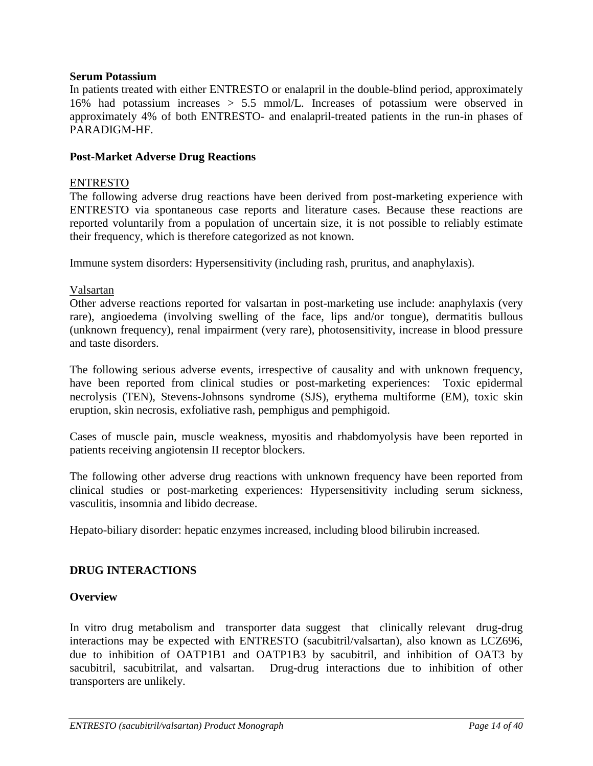**Serum Potassium**

In patients treated with either ENTRESTO or enalapril in the double-blind period, approximately 16% had potassium increases > 5.5 mmol/L. Increases of potassium were observed in approximately 4% of both ENTRESTO- and enalapril-treated patients in the run-in phases of PARADIGM-HF.

**Post-Market Adverse Drug Reactions**

ENTRESTO

The following adverse drug reactions have been derived from post-marketing experience with ENTRESTO via spontaneous case reports and literature cases. Because these reactions are reported voluntarily from a population of uncertain size, it is not possible to reliably estimate their frequency, which is therefore categorized as not known.

Immune system disorders: Hypersensitivity (including rash, pruritus, and anaphylaxis).

Valsartan

Other adverse reactions reported for valsartan in post-marketing use include: anaphylaxis (very rare), angioedema (involving swelling of the face, lips and/or tongue), dermatitis bullous (unknown frequency), renal impairment (very rare), photosensitivity, increase in blood pressure and taste disorders.

The following serious adverse events, irrespective of causality and with unknown frequency, have been reported from clinical studies or post-marketing experiences: Toxic epidermal necrolysis (TEN), Stevens-Johnsons syndrome (SJS), erythema multiforme (EM), toxic skin eruption, skin necrosis, exfoliative rash, pemphigus and pemphigoid.

Cases of muscle pain, muscle weakness, myositis and rhabdomyolysis have been reported in patients receiving angiotensin II receptor blockers.

The following other adverse drug reactions with unknown frequency have been reported from clinical studies or post-marketing experiences: Hypersensitivity including serum sickness, vasculitis, insomnia and libido decrease.

Hepato-biliary disorder: hepatic enzymes increased, including blood bilirubin increased.

## DRUG INTERACTIONS

**Overview**

In vitro drug metabolism and transporter data suggest that clinically relevant drug-drug interactions may be expected with ENTRESTO (sacubitril/valsartan), also known as LCZ696, due to inhibition of OATP1B1 and OATP1B3 by sacubitril, and inhibition of OAT3 by sacubitril, sacubitrilat, and valsartan. Drug-drug interactions due to inhibition of other transporters are unlikely.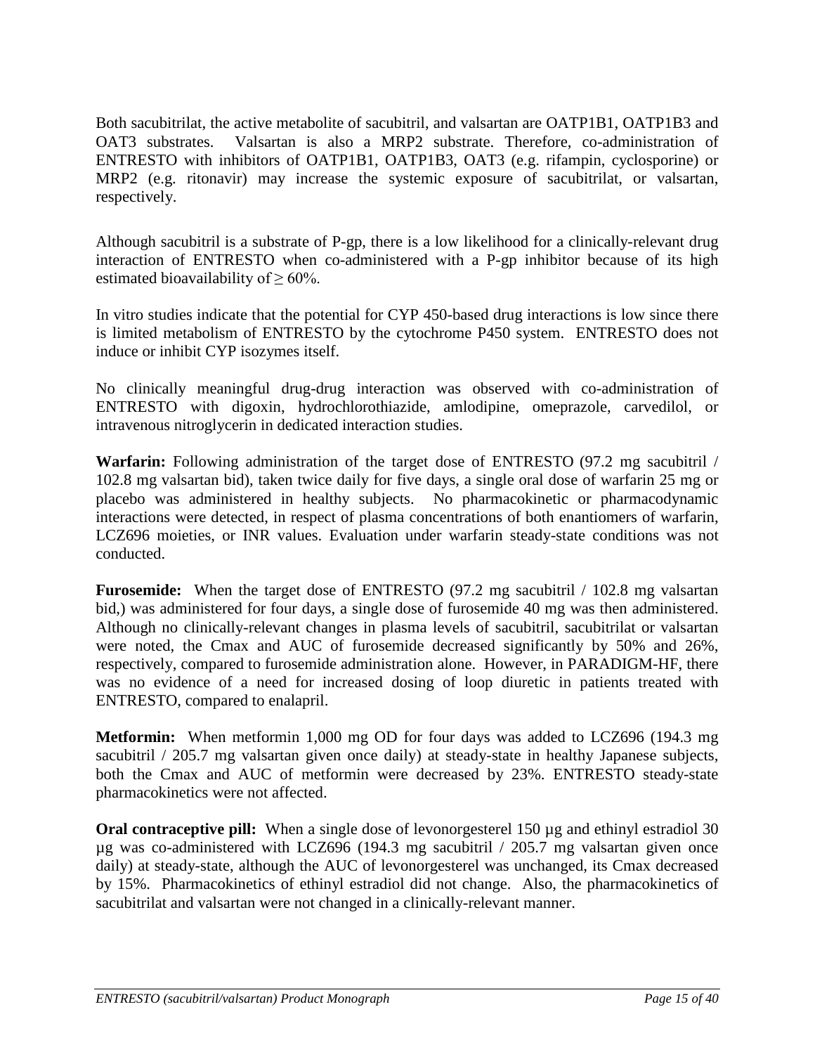Both sacubitrilat, the active metabolite of sacubitril, and valsartan are OATP1B1, OATP1B3 and OAT3 substrates. Valsartan is also a MRP2 substrate. Therefore, co-administration of ENTRESTO with inhibitors of OATP1B1, OATP1B3, OAT3 (e.g. rifampin, cyclosporine) or MRP2 (e.g. ritonavir) may increase the systemic exposure of sacubitrilat, or valsartan, respectively.

Although sacubitril is a substrate of P-gp, there is a low likelihood for a clinically-relevant drug interaction of ENTRESTO when co-administered with a P-gp inhibitor because of its high estimated bioavailability of ≥ 60%.

In vitro studies indicate that the potential for CYP 450-based drug interactions is low since there is limited metabolism of ENTRESTO by the cytochrome P450 system. ENTRESTO does not induce or inhibit CYP isozymes itself.

No clinically meaningful drug-drug interaction was observed with co-administration of ENTRESTO with digoxin, hydrochlorothiazide, amlodipine, omeprazole, carvedilol, or intravenous nitroglycerin in dedicated interaction studies.

**Warfarin:** Following administration of the target dose of ENTRESTO (97.2 mg sacubitril / 102.8 mg valsartan bid), taken twice daily for five days, a single oral dose of warfarin 25 mg or placebo was administered in healthy subjects. No pharmacokinetic or pharmacodynamic interactions were detected, in respect of plasma concentrations of both enantiomers of warfarin, LCZ696 moieties, or INR values. Evaluation under warfarin steady-state conditions was not conducted.

**Furosemide:** When the target dose of ENTRESTO (97.2 mg sacubitril / 102.8 mg valsartan bid,) was administered for four days, a single dose of furosemide 40 mg was then administered. Although no clinically-relevant changes in plasma levels of sacubitril, sacubitrilat or valsartan were noted, the Cmax and AUC of furosemide decreased significantly by 50% and 26%, respectively, compared to furosemide administration alone. However, in PARADIGM-HF, there was no evidence of a need for increased dosing of loop diuretic in patients treated with ENTRESTO, compared to enalapril.

**Metformin:** When metformin 1,000 mg OD for four days was added to LCZ696 (194.3 mg sacubitril / 205.7 mg valsartan given once daily) at steady-state in healthy Japanese subjects, both the Cmax and AUC of metformin were decreased by 23%. ENTRESTO steady-state pharmacokinetics were not affected.

**Oral contraceptive pill:** When a single dose of levonorgesterel 150 µg and ethinyl estradiol 30 µg was co-administered with LCZ696 (194.3 mg sacubitril / 205.7 mg valsartan given once daily) at steady-state, although the AUC of levonorgesterel was unchanged, its Cmax decreased by 15%. Pharmacokinetics of ethinyl estradiol did not change. Also, the pharmacokinetics of sacubitrilat and valsartan were not changed in a clinically-relevant manner.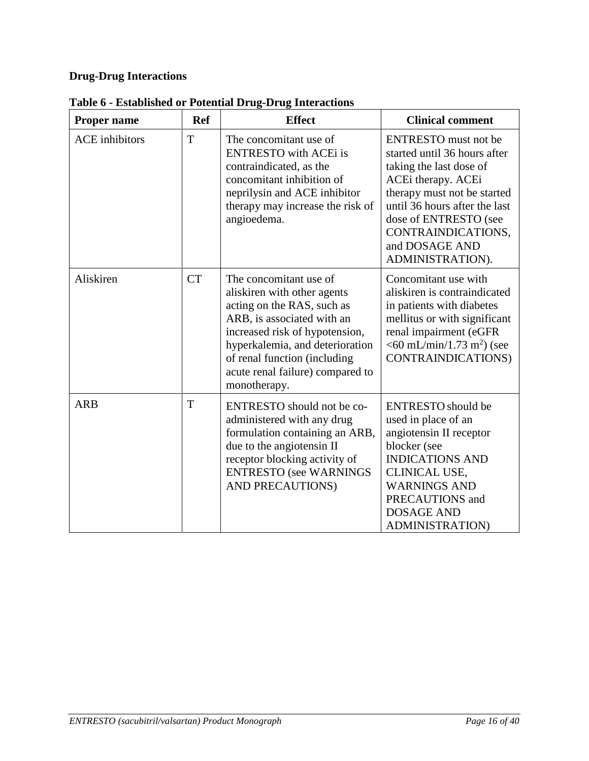**Drug-Drug Interactions**

**Table 6 - Established or Potential Drug-Drug Interactions**

| Proper name | Ref | Effect | Clinical comment |
|---|---|---|---|
| ACE inhibitors | T | The concomitant use of ENTRESTO with ACEi is contraindicated, as the concomitant inhibition of neprilysin and ACE inhibitor therapy may increase the risk of angioedema. | ENTRESTO must not be started until 36 hours after taking the last dose of ACEi therapy. ACEi therapy must not be started until 36 hours after the last dose of ENTRESTO (see CONTRAINDICATIONS, and DOSAGE AND ADMINISTRATION). |
| Aliskiren | CT | The concomitant use of aliskiren with other agents acting on the RAS, such as ARB, is associated with an increased risk of hypotension, hyperkalemia, and deterioration of renal function (including acute renal failure) compared to monotherapy. | Concomitant use with aliskiren is contraindicated in patients with diabetes mellitus or with significant renal impairment (eGFR <60 mL/min/1.73 $m^2$) (see CONTRAINDICATIONS) |
| ARB | T | ENTRESTO should not be co-administered with any drug formulation containing an ARB, due to the angiotensin II receptor blocking activity of ENTRESTO (see WARNINGS AND PRECAUTIONS) | ENTRESTO should be used in place of an angiotensin II receptor blocker (see INDICATIONS AND CLINICAL USE, WARNINGS AND PRECAUTIONS and DOSAGE AND ADMINISTRATION) |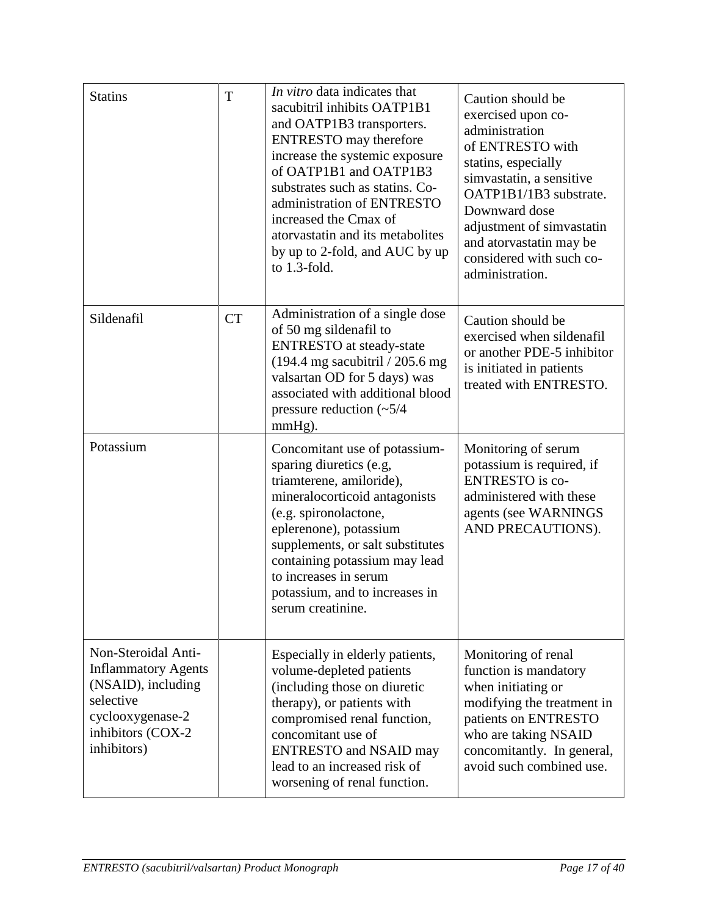| | | | |
|---|---|---|---|
| Statins | T | *In vitro* data indicates that sacubitril inhibits OATP1B1 and OATP1B3 transporters. ENTRESTO may therefore increase the systemic exposure of OATP1B1 and OATP1B3 substrates such as statins. Co-administration of ENTRESTO increased the Cmax of atorvastatin and its metabolites by up to 2-fold, and AUC by up to 1.3-fold. | Caution should be exercised upon co-administration of ENTRESTO with statins, especially simvastatin, a sensitive OATP1B1/1B3 substrate. Downward dose adjustment of simvastatin and atorvastatin may be considered with such co-administration. |
| Sildenafil | CT | Administration of a single dose of 50 mg sildenafil to ENTRESTO at steady-state (194.4 mg sacubitril / 205.6 mg valsartan OD for 5 days) was associated with additional blood pressure reduction (~5/4 mmHg). | Caution should be exercised when sildenafil or another PDE-5 inhibitor is initiated in patients treated with ENTRESTO. |
| Potassium | | Concomitant use of potassium-sparing diuretics (e.g, triamterene, amiloride), mineralocorticoid antagonists (e.g. spironolactone, eplerenone), potassium supplements, or salt substitutes containing potassium may lead to increases in serum potassium, and to increases in serum creatinine. | Monitoring of serum potassium is required, if ENTRESTO is co-administered with these agents (see WARNINGS AND PRECAUTIONS). |
| Non-Steroidal Anti-Inflammatory Agents (NSAID), including selective cyclooxygenase-2 inhibitors (COX-2 inhibitors) | | Especially in elderly patients, volume-depleted patients (including those on diuretic therapy), or patients with compromised renal function, concomitant use of ENTRESTO and NSAID may lead to an increased risk of worsening of renal function. | Monitoring of renal function is mandatory when initiating or modifying the treatment in patients on ENTRESTO who are taking NSAID concomitantly. In general, avoid such combined use. |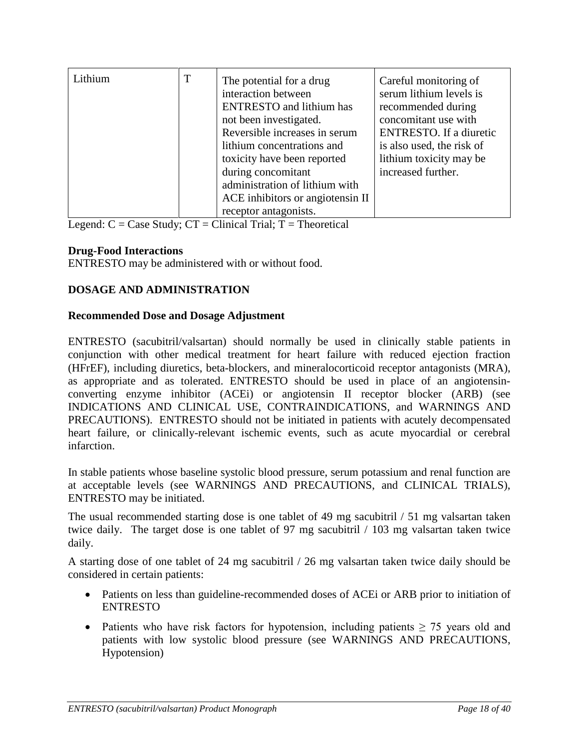| Lithium | T | The potential for a drug interaction between ENTRESTO and lithium has not been investigated. Reversible increases in serum lithium concentrations and toxicity have been reported during concomitant administration of lithium with ACE inhibitors or angiotensin II receptor antagonists. | Careful monitoring of serum lithium levels is recommended during concomitant use with ENTRESTO. If a diuretic is also used, the risk of lithium toxicity may be increased further. |
|---|---|---|---|

Legend: C = Case Study; CT = Clinical Trial; T = Theoretical

**Drug-Food Interactions**

ENTRESTO may be administered with or without food.

## DOSAGE AND ADMINISTRATION

### Recommended Dose and Dosage Adjustment

ENTRESTO (sacubitril/valsartan) should normally be used in clinically stable patients in conjunction with other medical treatment for heart failure with reduced ejection fraction (HFrEF), including diuretics, beta-blockers, and mineralocorticoid receptor antagonists (MRA), as appropriate and as tolerated. ENTRESTO should be used in place of an angiotensin-converting enzyme inhibitor (ACEi) or angiotensin II receptor blocker (ARB) (see INDICATIONS AND CLINICAL USE, CONTRAINDICATIONS, and WARNINGS AND PRECAUTIONS). ENTRESTO should not be initiated in patients with acutely decompensated heart failure, or clinically-relevant ischemic events, such as acute myocardial or cerebral infarction.

In stable patients whose baseline systolic blood pressure, serum potassium and renal function are at acceptable levels (see WARNINGS AND PRECAUTIONS, and CLINICAL TRIALS), ENTRESTO may be initiated.

The usual recommended starting dose is one tablet of 49 mg sacubitril / 51 mg valsartan taken twice daily. The target dose is one tablet of 97 mg sacubitril / 103 mg valsartan taken twice daily.

A starting dose of one tablet of 24 mg sacubitril / 26 mg valsartan taken twice daily should be considered in certain patients:

- Patients on less than guideline-recommended doses of ACEi or ARB prior to initiation of ENTRESTO
- Patients who have risk factors for hypotension, including patients ≥ 75 years old and patients with low systolic blood pressure (see WARNINGS AND PRECAUTIONS, Hypotension)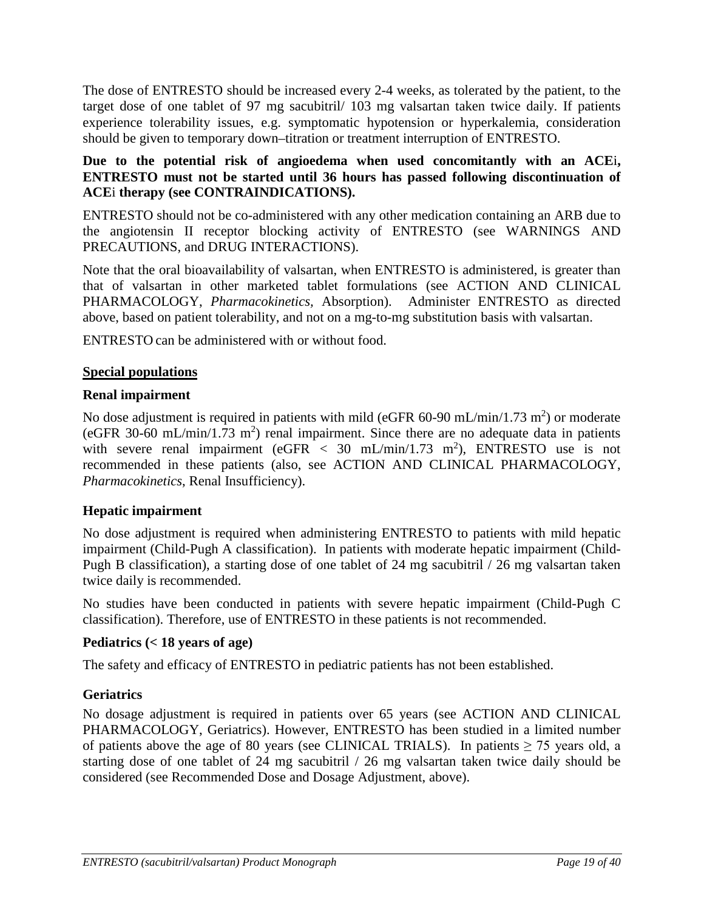The dose of ENTRESTO should be increased every 2-4 weeks, as tolerated by the patient, to the target dose of one tablet of 97 mg sacubitril/ 103 mg valsartan taken twice daily. If patients experience tolerability issues, e.g. symptomatic hypotension or hyperkalemia, consideration should be given to temporary down–titration or treatment interruption of ENTRESTO.

**Due to the potential risk of angioedema when used concomitantly with an ACEi, ENTRESTO must not be started until 36 hours has passed following discontinuation of ACEi therapy (see CONTRAINDICATIONS).**

ENTRESTO should not be co-administered with any other medication containing an ARB due to the angiotensin II receptor blocking activity of ENTRESTO (see WARNINGS AND PRECAUTIONS, and DRUG INTERACTIONS).

Note that the oral bioavailability of valsartan, when ENTRESTO is administered, is greater than that of valsartan in other marketed tablet formulations (see ACTION AND CLINICAL PHARMACOLOGY, *Pharmacokinetics,* Absorption). Administer ENTRESTO as directed above, based on patient tolerability, and not on a mg-to-mg substitution basis with valsartan.

ENTRESTO can be administered with or without food.

## Special populations

### Renal impairment

No dose adjustment is required in patients with mild (eGFR 60-90 mL/min/1.73 $m^2$) or moderate (eGFR 30-60 mL/min/1.73 $m^2$) renal impairment. Since there are no adequate data in patients with severe renal impairment (eGFR < 30 mL/min/1.73 $m^2$), ENTRESTO use is not recommended in these patients (also, see ACTION AND CLINICAL PHARMACOLOGY, *Pharmacokinetics*, Renal Insufficiency).

### Hepatic impairment

No dose adjustment is required when administering ENTRESTO to patients with mild hepatic impairment (Child-Pugh A classification). In patients with moderate hepatic impairment (Child-Pugh B classification), a starting dose of one tablet of 24 mg sacubitril / 26 mg valsartan taken twice daily is recommended.

No studies have been conducted in patients with severe hepatic impairment (Child-Pugh C classification). Therefore, use of ENTRESTO in these patients is not recommended.

### Pediatrics (< 18 years of age)

The safety and efficacy of ENTRESTO in pediatric patients has not been established.

### Geriatrics

No dosage adjustment is required in patients over 65 years (see ACTION AND CLINICAL PHARMACOLOGY, Geriatrics). However, ENTRESTO has been studied in a limited number of patients above the age of 80 years (see CLINICAL TRIALS). In patients ≥ 75 years old, a starting dose of one tablet of 24 mg sacubitril / 26 mg valsartan taken twice daily should be considered (see Recommended Dose and Dosage Adjustment, above).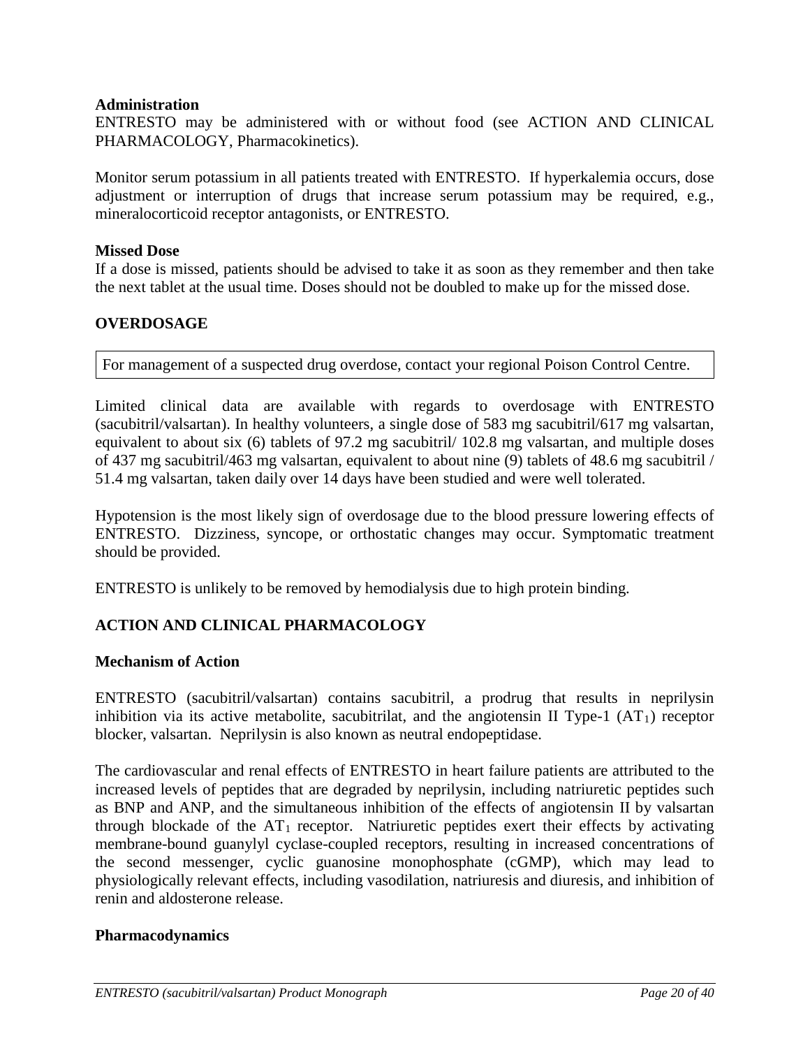**Administration**

ENTRESTO may be administered with or without food (see ACTION AND CLINICAL PHARMACOLOGY, Pharmacokinetics).

Monitor serum potassium in all patients treated with ENTRESTO. If hyperkalemia occurs, dose adjustment or interruption of drugs that increase serum potassium may be required, e.g., mineralocorticoid receptor antagonists, or ENTRESTO.

**Missed Dose**

If a dose is missed, patients should be advised to take it as soon as they remember and then take the next tablet at the usual time. Doses should not be doubled to make up for the missed dose.

## OVERDOSAGE

| For management of a suspected drug overdose, contact your regional Poison Control Centre. |
|---|

Limited clinical data are available with regards to overdosage with ENTRESTO (sacubitril/valsartan). In healthy volunteers, a single dose of 583 mg sacubitril/617 mg valsartan, equivalent to about six (6) tablets of 97.2 mg sacubitril/ 102.8 mg valsartan, and multiple doses of 437 mg sacubitril/463 mg valsartan, equivalent to about nine (9) tablets of 48.6 mg sacubitril / 51.4 mg valsartan, taken daily over 14 days have been studied and were well tolerated.

Hypotension is the most likely sign of overdosage due to the blood pressure lowering effects of ENTRESTO. Dizziness, syncope, or orthostatic changes may occur. Symptomatic treatment should be provided.

ENTRESTO is unlikely to be removed by hemodialysis due to high protein binding.

## ACTION AND CLINICAL PHARMACOLOGY

**Mechanism of Action**

ENTRESTO (sacubitril/valsartan) contains sacubitril, a prodrug that results in neprilysin inhibition via its active metabolite, sacubitrilat, and the angiotensin II Type-1 ($AT_1$) receptor blocker, valsartan. Neprilysin is also known as neutral endopeptidase.

The cardiovascular and renal effects of ENTRESTO in heart failure patients are attributed to the increased levels of peptides that are degraded by neprilysin, including natriuretic peptides such as BNP and ANP, and the simultaneous inhibition of the effects of angiotensin II by valsartan through blockade of the $AT_1$ receptor. Natriuretic peptides exert their effects by activating membrane-bound guanylyl cyclase-coupled receptors, resulting in increased concentrations of the second messenger, cyclic guanosine monophosphate (cGMP), which may lead to physiologically relevant effects, including vasodilation, natriuresis and diuresis, and inhibition of renin and aldosterone release.

**Pharmacodynamics**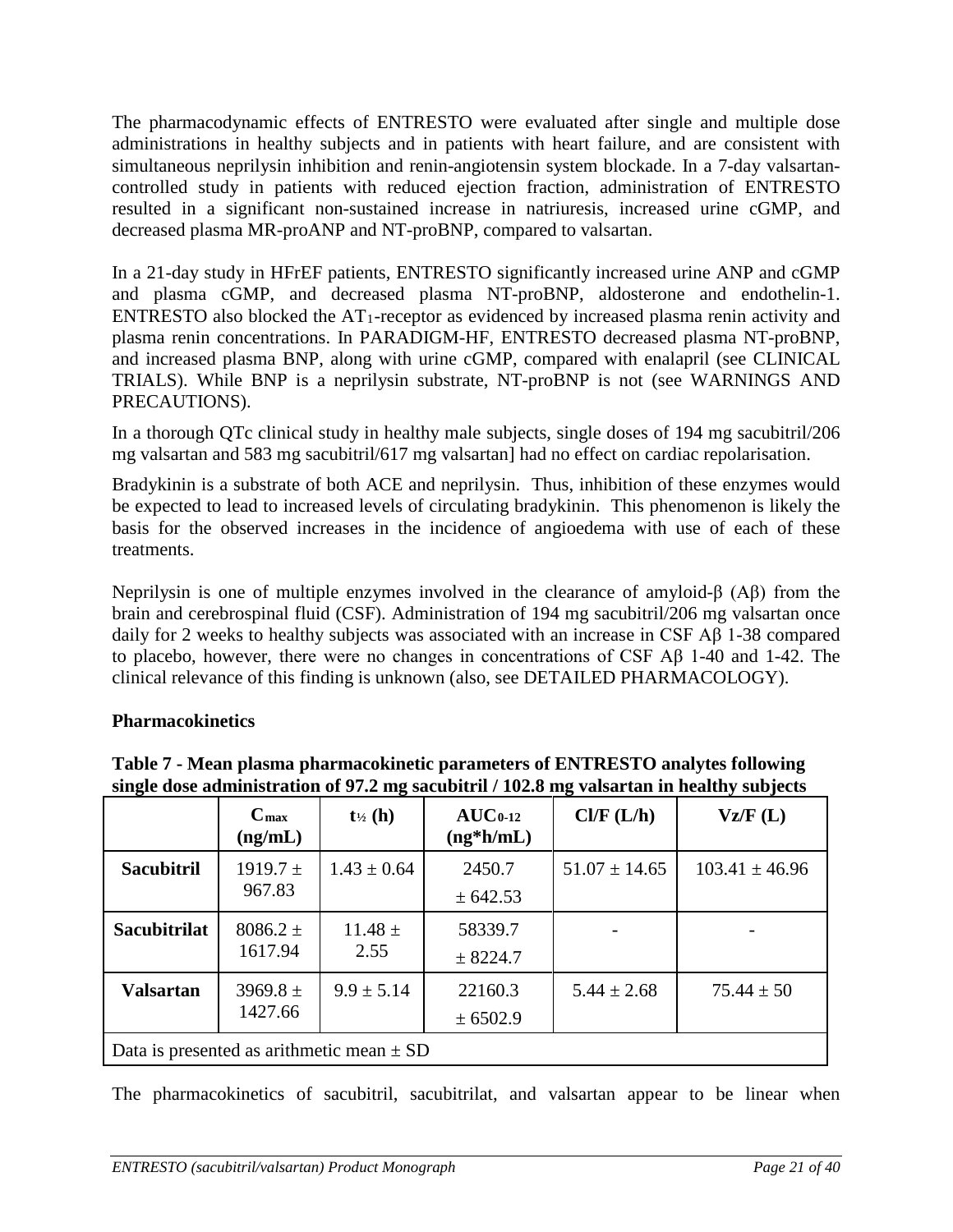The pharmacodynamic effects of ENTRESTO were evaluated after single and multiple dose administrations in healthy subjects and in patients with heart failure, and are consistent with simultaneous neprilysin inhibition and renin-angiotensin system blockade. In a 7-day valsartan-controlled study in patients with reduced ejection fraction, administration of ENTRESTO resulted in a significant non-sustained increase in natriuresis, increased urine cGMP, and decreased plasma MR-proANP and NT-proBNP, compared to valsartan.

In a 21-day study in HFrEF patients, ENTRESTO significantly increased urine ANP and cGMP and plasma cGMP, and decreased plasma NT-proBNP, aldosterone and endothelin-1. ENTRESTO also blocked the $AT_1$-receptor as evidenced by increased plasma renin activity and plasma renin concentrations. In PARADIGM-HF, ENTRESTO decreased plasma NT-proBNP, and increased plasma BNP, along with urine cGMP, compared with enalapril (see CLINICAL TRIALS). While BNP is a neprilysin substrate, NT-proBNP is not (see WARNINGS AND PRECAUTIONS).

In a thorough QTc clinical study in healthy male subjects, single doses of 194 mg sacubitril/206 mg valsartan and 583 mg sacubitril/617 mg valsartan] had no effect on cardiac repolarisation.

Bradykinin is a substrate of both ACE and neprilysin. Thus, inhibition of these enzymes would be expected to lead to increased levels of circulating bradykinin. This phenomenon is likely the basis for the observed increases in the incidence of angioedema with use of each of these treatments.

Neprilysin is one of multiple enzymes involved in the clearance of amyloid-β (Aβ) from the brain and cerebrospinal fluid (CSF). Administration of 194 mg sacubitril/206 mg valsartan once daily for 2 weeks to healthy subjects was associated with an increase in CSF Aβ 1-38 compared to placebo, however, there were no changes in concentrations of CSF Aβ 1-40 and 1-42. The clinical relevance of this finding is unknown (also, see DETAILED PHARMACOLOGY).

**Pharmacokinetics**

**Table 7 - Mean plasma pharmacokinetic parameters of ENTRESTO analytes following single dose administration of 97.2 mg sacubitril / 102.8 mg valsartan in healthy subjects**

| | $C_{max}$ (ng/mL) | $t_{½}$ (h) | $AUC_{0\text{-}12}$ (ng*h/mL) | Cl/F (L/h) | Vz/F (L) |
|---|---|---|---|---|---|
| **Sacubitril** | 1919.7 ± 967.83 | 1.43 ± 0.64 | 2450.7 ± 642.53 | 51.07 ± 14.65 | 103.41 ± 46.96 |
| **Sacubitrilat** | 8086.2 ± 1617.94 | 11.48 ± 2.55 | 58339.7 ± 8224.7 | - | - |
| **Valsartan** | 3969.8 ± 1427.66 | 9.9 ± 5.14 | 22160.3 ± 6502.9 | 5.44 ± 2.68 | 75.44 ± 50 |
| Data is presented as arithmetic mean ± SD | | | | | |

The pharmacokinetics of sacubitril, sacubitrilat, and valsartan appear to be linear when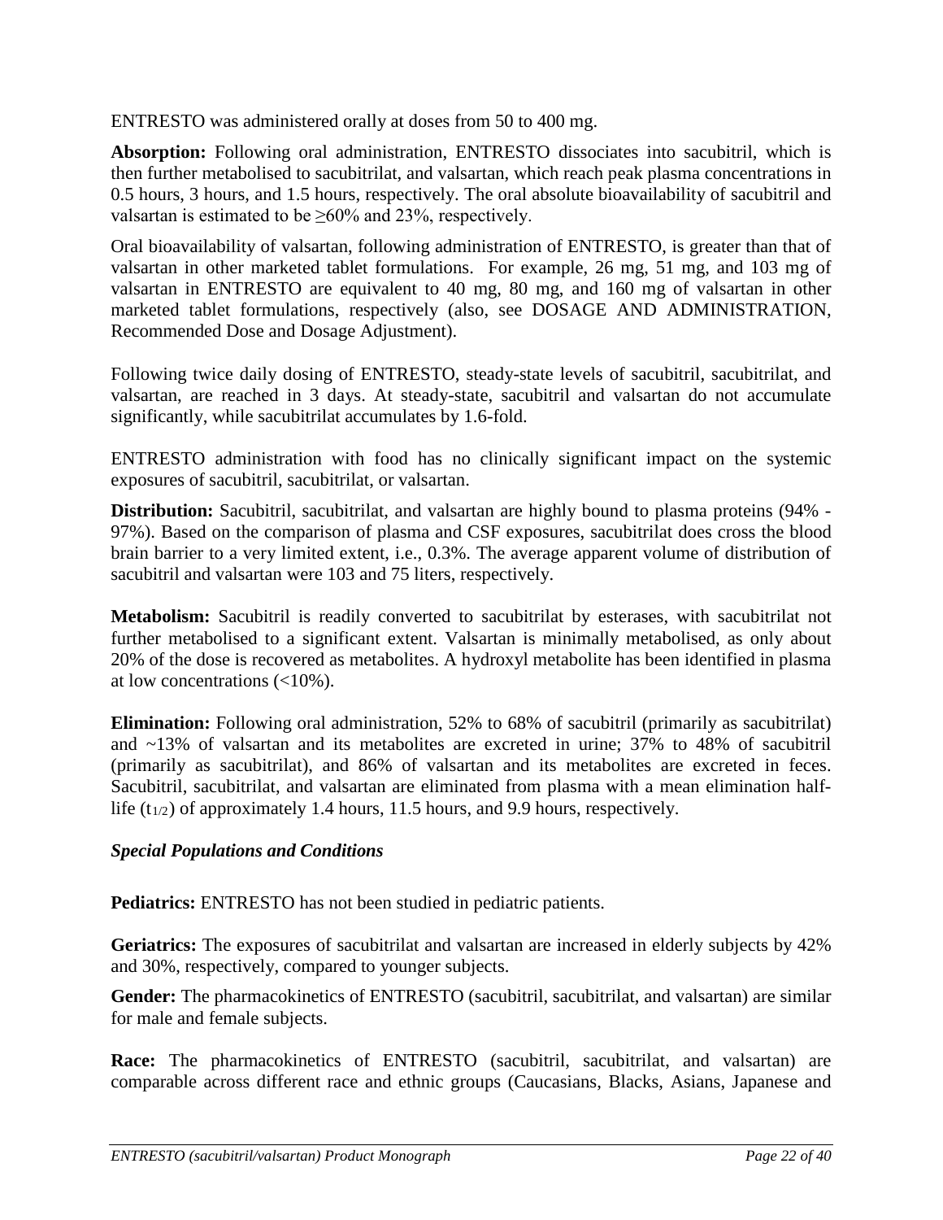ENTRESTO was administered orally at doses from 50 to 400 mg.

**Absorption:** Following oral administration, ENTRESTO dissociates into sacubitril, which is then further metabolised to sacubitrilat, and valsartan, which reach peak plasma concentrations in 0.5 hours, 3 hours, and 1.5 hours, respectively. The oral absolute bioavailability of sacubitril and valsartan is estimated to be ≥60% and 23%, respectively.

Oral bioavailability of valsartan, following administration of ENTRESTO, is greater than that of valsartan in other marketed tablet formulations. For example, 26 mg, 51 mg, and 103 mg of valsartan in ENTRESTO are equivalent to 40 mg, 80 mg, and 160 mg of valsartan in other marketed tablet formulations, respectively (also, see DOSAGE AND ADMINISTRATION, Recommended Dose and Dosage Adjustment).

Following twice daily dosing of ENTRESTO, steady-state levels of sacubitril, sacubitrilat, and valsartan, are reached in 3 days. At steady-state, sacubitril and valsartan do not accumulate significantly, while sacubitrilat accumulates by 1.6-fold.

ENTRESTO administration with food has no clinically significant impact on the systemic exposures of sacubitril, sacubitrilat, or valsartan.

**Distribution:** Sacubitril, sacubitrilat, and valsartan are highly bound to plasma proteins (94% - 97%). Based on the comparison of plasma and CSF exposures, sacubitrilat does cross the blood brain barrier to a very limited extent, i.e., 0.3%. The average apparent volume of distribution of sacubitril and valsartan were 103 and 75 liters, respectively.

**Metabolism:** Sacubitril is readily converted to sacubitrilat by esterases, with sacubitrilat not further metabolised to a significant extent. Valsartan is minimally metabolised, as only about 20% of the dose is recovered as metabolites. A hydroxyl metabolite has been identified in plasma at low concentrations (<10%).

**Elimination:** Following oral administration, 52% to 68% of sacubitril (primarily as sacubitrilat) and ~13% of valsartan and its metabolites are excreted in urine; 37% to 48% of sacubitril (primarily as sacubitrilat), and 86% of valsartan and its metabolites are excreted in feces. Sacubitril, sacubitrilat, and valsartan are eliminated from plasma with a mean elimination half-life ($t_{1/2}$) of approximately 1.4 hours, 11.5 hours, and 9.9 hours, respectively.

### *Special Populations and Conditions*

**Pediatrics:** ENTRESTO has not been studied in pediatric patients.

**Geriatrics:** The exposures of sacubitrilat and valsartan are increased in elderly subjects by 42% and 30%, respectively, compared to younger subjects.

**Gender:** The pharmacokinetics of ENTRESTO (sacubitril, sacubitrilat, and valsartan) are similar for male and female subjects.

**Race:** The pharmacokinetics of ENTRESTO (sacubitril, sacubitrilat, and valsartan) are comparable across different race and ethnic groups (Caucasians, Blacks, Asians, Japanese and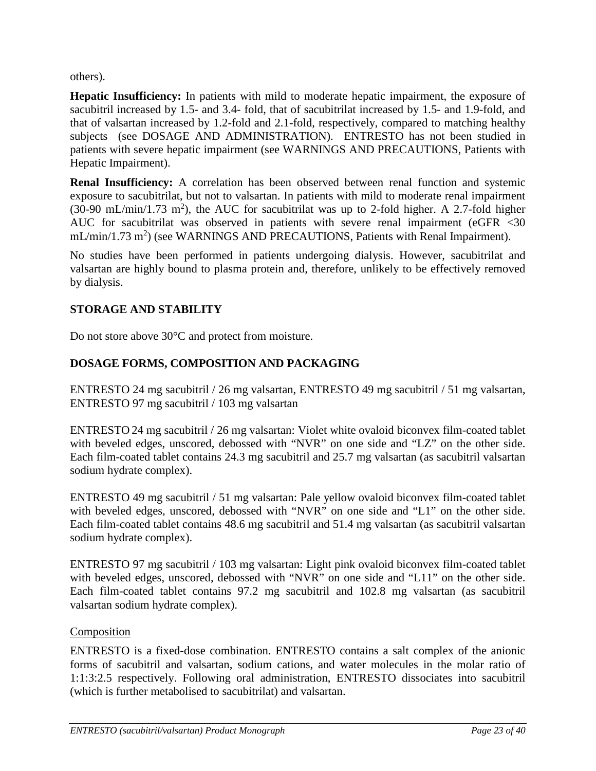others).

**Hepatic Insufficiency:** In patients with mild to moderate hepatic impairment, the exposure of sacubitril increased by 1.5- and 3.4- fold, that of sacubitrilat increased by 1.5- and 1.9-fold, and that of valsartan increased by 1.2-fold and 2.1-fold, respectively, compared to matching healthy subjects (see DOSAGE AND ADMINISTRATION). ENTRESTO has not been studied in patients with severe hepatic impairment (see WARNINGS AND PRECAUTIONS, Patients with Hepatic Impairment).

**Renal Insufficiency:** A correlation has been observed between renal function and systemic exposure to sacubitrilat, but not to valsartan. In patients with mild to moderate renal impairment (30-90 mL/min/1.73 $m^2$), the AUC for sacubitrilat was up to 2-fold higher. A 2.7-fold higher AUC for sacubitrilat was observed in patients with severe renal impairment (eGFR <30 mL/min/1.73 $m^2$) (see WARNINGS AND PRECAUTIONS, Patients with Renal Impairment).

No studies have been performed in patients undergoing dialysis. However, sacubitrilat and valsartan are highly bound to plasma protein and, therefore, unlikely to be effectively removed by dialysis.

## STORAGE AND STABILITY

Do not store above 30°C and protect from moisture.

## DOSAGE FORMS, COMPOSITION AND PACKAGING

ENTRESTO 24 mg sacubitril / 26 mg valsartan, ENTRESTO 49 mg sacubitril / 51 mg valsartan, ENTRESTO 97 mg sacubitril / 103 mg valsartan

ENTRESTO 24 mg sacubitril / 26 mg valsartan: Violet white ovaloid biconvex film-coated tablet with beveled edges, unscored, debossed with "NVR" on one side and "LZ" on the other side. Each film-coated tablet contains 24.3 mg sacubitril and 25.7 mg valsartan (as sacubitril valsartan sodium hydrate complex).

ENTRESTO 49 mg sacubitril / 51 mg valsartan: Pale yellow ovaloid biconvex film-coated tablet with beveled edges, unscored, debossed with "NVR" on one side and "L1" on the other side. Each film-coated tablet contains 48.6 mg sacubitril and 51.4 mg valsartan (as sacubitril valsartan sodium hydrate complex).

ENTRESTO 97 mg sacubitril / 103 mg valsartan: Light pink ovaloid biconvex film-coated tablet with beveled edges, unscored, debossed with "NVR" on one side and "L11" on the other side. Each film-coated tablet contains 97.2 mg sacubitril and 102.8 mg valsartan (as sacubitril valsartan sodium hydrate complex).

### Composition

ENTRESTO is a fixed-dose combination. ENTRESTO contains a salt complex of the anionic forms of sacubitril and valsartan, sodium cations, and water molecules in the molar ratio of 1:1:3:2.5 respectively. Following oral administration, ENTRESTO dissociates into sacubitril (which is further metabolised to sacubitrilat) and valsartan.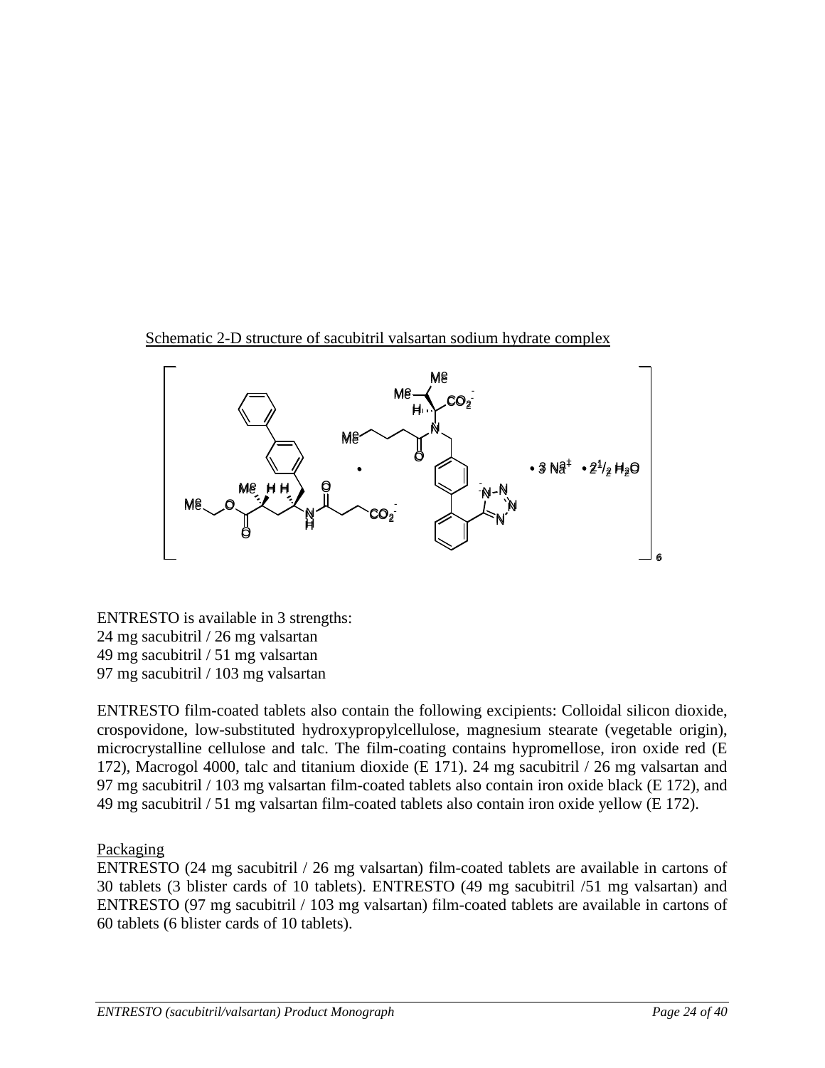Schematic 2-D structure of sacubitril valsartan sodium hydrate complex

ENTRESTO is available in 3 strengths:
24 mg sacubitril / 26 mg valsartan
49 mg sacubitril / 51 mg valsartan
97 mg sacubitril / 103 mg valsartan

ENTRESTO film-coated tablets also contain the following excipients: Colloidal silicon dioxide, crospovidone, low-substituted hydroxypropylcellulose, magnesium stearate (vegetable origin), microcrystalline cellulose and talc. The film-coating contains hypromellose, iron oxide red (E 172), Macrogol 4000, talc and titanium dioxide (E 171). 24 mg sacubitril / 26 mg valsartan and 97 mg sacubitril / 103 mg valsartan film-coated tablets also contain iron oxide black (E 172), and 49 mg sacubitril / 51 mg valsartan film-coated tablets also contain iron oxide yellow (E 172).

Packaging

ENTRESTO (24 mg sacubitril / 26 mg valsartan) film-coated tablets are available in cartons of 30 tablets (3 blister cards of 10 tablets). ENTRESTO (49 mg sacubitril /51 mg valsartan) and ENTRESTO (97 mg sacubitril / 103 mg valsartan) film-coated tablets are available in cartons of 60 tablets (6 blister cards of 10 tablets).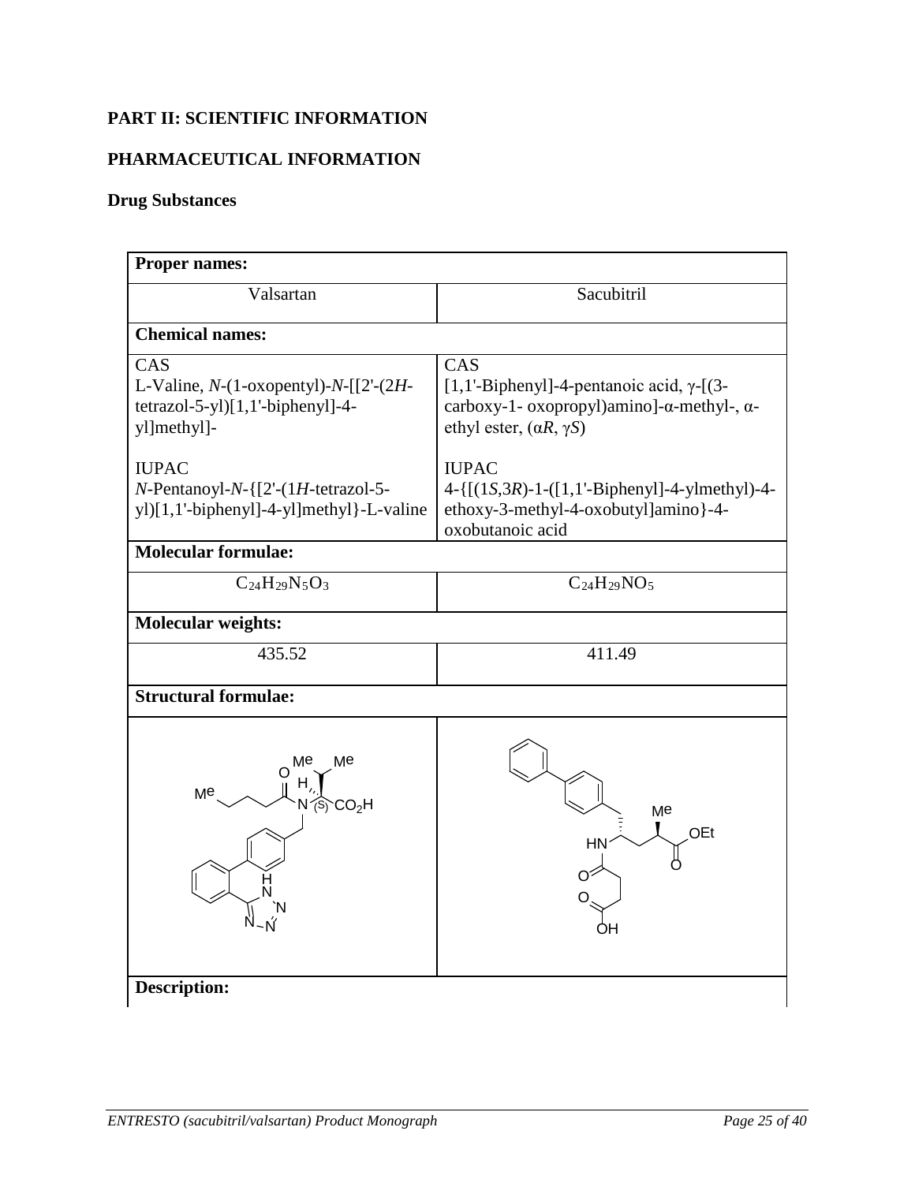# PART II: SCIENTIFIC INFORMATION

## PHARMACEUTICAL INFORMATION

### Drug Substances

| **Proper names:** | |
|---|---|
| Valsartan | Sacubitril |
| **Chemical names:** | |
| CAS<br>L-Valine, *N*-(1-oxopentyl)-*N*-[[2'-(2*H*-tetrazol-5-yl)[1,1'-biphenyl]-4-yl]methyl]-<br><br>IUPAC<br>*N*-Pentanoyl-*N*-{[2'-(1*H*-tetrazol-5-yl)[1,1'-biphenyl]-4-yl]methyl}-L-valine | CAS<br>[1,1'-Biphenyl]-4-pentanoic acid, γ-[(3-carboxy-1- oxopropyl)amino]-α-methyl-, α-ethyl ester, (α*R*, γ*S*)<br><br>IUPAC<br>4-{[(1*S*,3*R*)-1-([1,1'-Biphenyl]-4-ylmethyl)-4-ethoxy-3-methyl-4-oxobutyl]amino}-4-oxobutanoic acid |
| **Molecular formulae:** | |
| $C_{24}H_{29}N_5O_3$ | $C_{24}H_{29}NO_5$ |
| **Molecular weights:** | |
| 435.52 | 411.49 |
| **Structural formulae:** | |
| | |
| **Description:** | |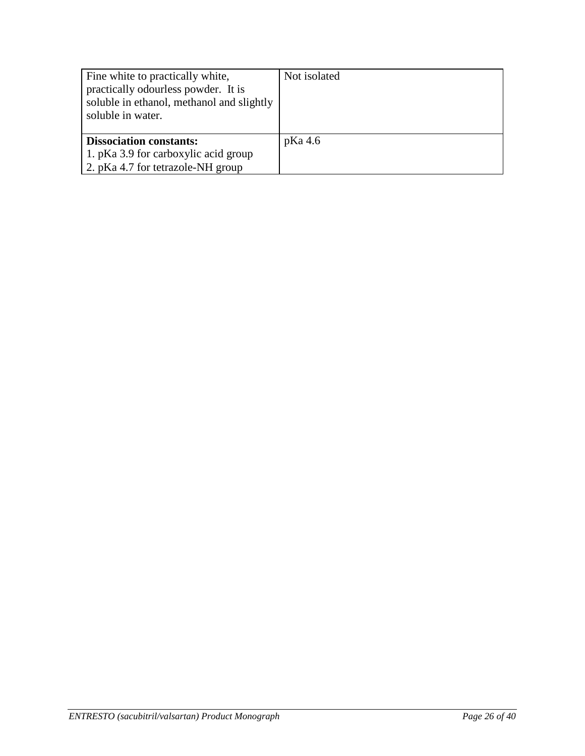| Fine white to practically white, practically odourless powder. It is soluble in ethanol, methanol and slightly soluble in water. | Not isolated |
|---|---|
| **Dissociation constants:**<br>1. pKa 3.9 for carboxylic acid group<br>2. pKa 4.7 for tetrazole-NH group | pKa 4.6 |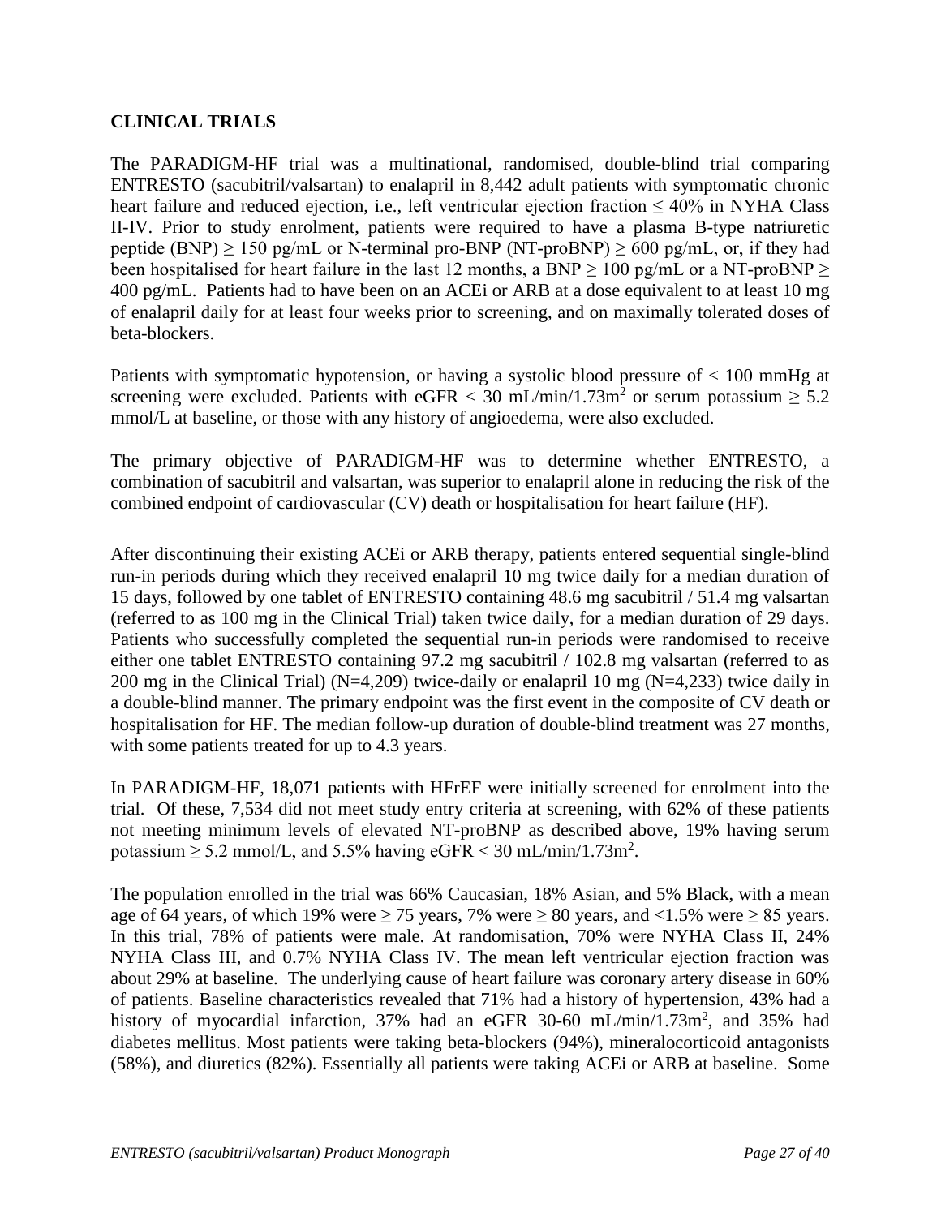## CLINICAL TRIALS

The PARADIGM-HF trial was a multinational, randomised, double-blind trial comparing ENTRESTO (sacubitril/valsartan) to enalapril in 8,442 adult patients with symptomatic chronic heart failure and reduced ejection, i.e., left ventricular ejection fraction ≤ 40% in NYHA Class II-IV. Prior to study enrolment, patients were required to have a plasma B-type natriuretic peptide (BNP) ≥ 150 pg/mL or N-terminal pro-BNP (NT-proBNP) ≥ 600 pg/mL, or, if they had been hospitalised for heart failure in the last 12 months, a BNP ≥ 100 pg/mL or a NT-proBNP ≥ 400 pg/mL. Patients had to have been on an ACEi or ARB at a dose equivalent to at least 10 mg of enalapril daily for at least four weeks prior to screening, and on maximally tolerated doses of beta-blockers.

Patients with symptomatic hypotension, or having a systolic blood pressure of < 100 mmHg at screening were excluded. Patients with eGFR < 30 mL/min/1.73m$^2$ or serum potassium ≥ 5.2 mmol/L at baseline, or those with any history of angioedema, were also excluded.

The primary objective of PARADIGM-HF was to determine whether ENTRESTO, a combination of sacubitril and valsartan, was superior to enalapril alone in reducing the risk of the combined endpoint of cardiovascular (CV) death or hospitalisation for heart failure (HF).

After discontinuing their existing ACEi or ARB therapy, patients entered sequential single-blind run-in periods during which they received enalapril 10 mg twice daily for a median duration of 15 days, followed by one tablet of ENTRESTO containing 48.6 mg sacubitril / 51.4 mg valsartan (referred to as 100 mg in the Clinical Trial) taken twice daily, for a median duration of 29 days. Patients who successfully completed the sequential run-in periods were randomised to receive either one tablet ENTRESTO containing 97.2 mg sacubitril / 102.8 mg valsartan (referred to as 200 mg in the Clinical Trial) (N=4,209) twice-daily or enalapril 10 mg (N=4,233) twice daily in a double-blind manner. The primary endpoint was the first event in the composite of CV death or hospitalisation for HF. The median follow-up duration of double-blind treatment was 27 months, with some patients treated for up to 4.3 years.

In PARADIGM-HF, 18,071 patients with HFrEF were initially screened for enrolment into the trial. Of these, 7,534 did not meet study entry criteria at screening, with 62% of these patients not meeting minimum levels of elevated NT-proBNP as described above, 19% having serum potassium ≥ 5.2 mmol/L, and 5.5% having eGFR < 30 mL/min/1.73m$^2$.

The population enrolled in the trial was 66% Caucasian, 18% Asian, and 5% Black, with a mean age of 64 years, of which 19% were ≥ 75 years, 7% were ≥ 80 years, and <1.5% were ≥ 85 years. In this trial, 78% of patients were male. At randomisation, 70% were NYHA Class II, 24% NYHA Class III, and 0.7% NYHA Class IV. The mean left ventricular ejection fraction was about 29% at baseline. The underlying cause of heart failure was coronary artery disease in 60% of patients. Baseline characteristics revealed that 71% had a history of hypertension, 43% had a history of myocardial infarction, 37% had an eGFR 30-60 mL/min/1.73m$^2$, and 35% had diabetes mellitus. Most patients were taking beta-blockers (94%), mineralocorticoid antagonists (58%), and diuretics (82%). Essentially all patients were taking ACEi or ARB at baseline. Some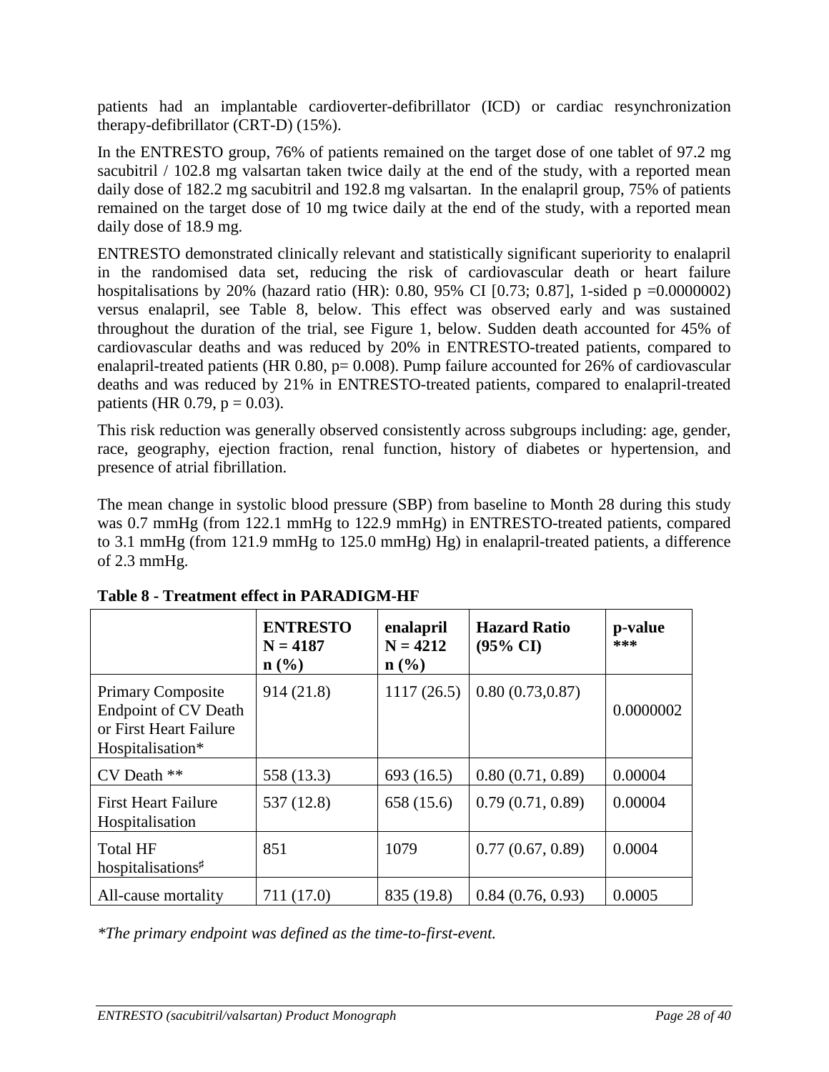patients had an implantable cardioverter-defibrillator (ICD) or cardiac resynchronization therapy-defibrillator (CRT-D) (15%).

In the ENTRESTO group, 76% of patients remained on the target dose of one tablet of 97.2 mg sacubitril / 102.8 mg valsartan taken twice daily at the end of the study, with a reported mean daily dose of 182.2 mg sacubitril and 192.8 mg valsartan. In the enalapril group, 75% of patients remained on the target dose of 10 mg twice daily at the end of the study, with a reported mean daily dose of 18.9 mg.

ENTRESTO demonstrated clinically relevant and statistically significant superiority to enalapril in the randomised data set, reducing the risk of cardiovascular death or heart failure hospitalisations by 20% (hazard ratio (HR): 0.80, 95% CI [0.73; 0.87], 1-sided p =0.0000002) versus enalapril, see Table 8, below. This effect was observed early and was sustained throughout the duration of the trial, see Figure 1, below. Sudden death accounted for 45% of cardiovascular deaths and was reduced by 20% in ENTRESTO-treated patients, compared to enalapril-treated patients (HR 0.80, p= 0.008). Pump failure accounted for 26% of cardiovascular deaths and was reduced by 21% in ENTRESTO-treated patients, compared to enalapril-treated patients (HR 0.79, p = 0.03).

This risk reduction was generally observed consistently across subgroups including: age, gender, race, geography, ejection fraction, renal function, history of diabetes or hypertension, and presence of atrial fibrillation.

The mean change in systolic blood pressure (SBP) from baseline to Month 28 during this study was 0.7 mmHg (from 122.1 mmHg to 122.9 mmHg) in ENTRESTO-treated patients, compared to 3.1 mmHg (from 121.9 mmHg to 125.0 mmHg) Hg) in enalapril-treated patients, a difference of 2.3 mmHg.

**Table 8 - Treatment effect in PARADIGM-HF**

| | **ENTRESTO N = 4187 n (%)** | **enalapril N = 4212 n (%)** | **Hazard Ratio (95% CI)** | **p-value \*\*\*** |
|---|---|---|---|---|
| Primary Composite Endpoint of CV Death or First Heart Failure Hospitalisation* | 914 (21.8) | 1117 (26.5) | 0.80 (0.73,0.87) | 0.0000002 |
| CV Death ** | 558 (13.3) | 693 (16.5) | 0.80 (0.71, 0.89) | 0.00004 |
| First Heart Failure Hospitalisation | 537 (12.8) | 658 (15.6) | 0.79 (0.71, 0.89) | 0.00004 |
| Total HF hospitalisations♯ | 851 | 1079 | 0.77 (0.67, 0.89) | 0.0004 |
| All-cause mortality | 711 (17.0) | 835 (19.8) | 0.84 (0.76, 0.93) | 0.0005 |

*\*The primary endpoint was defined as the time-to-first-event.*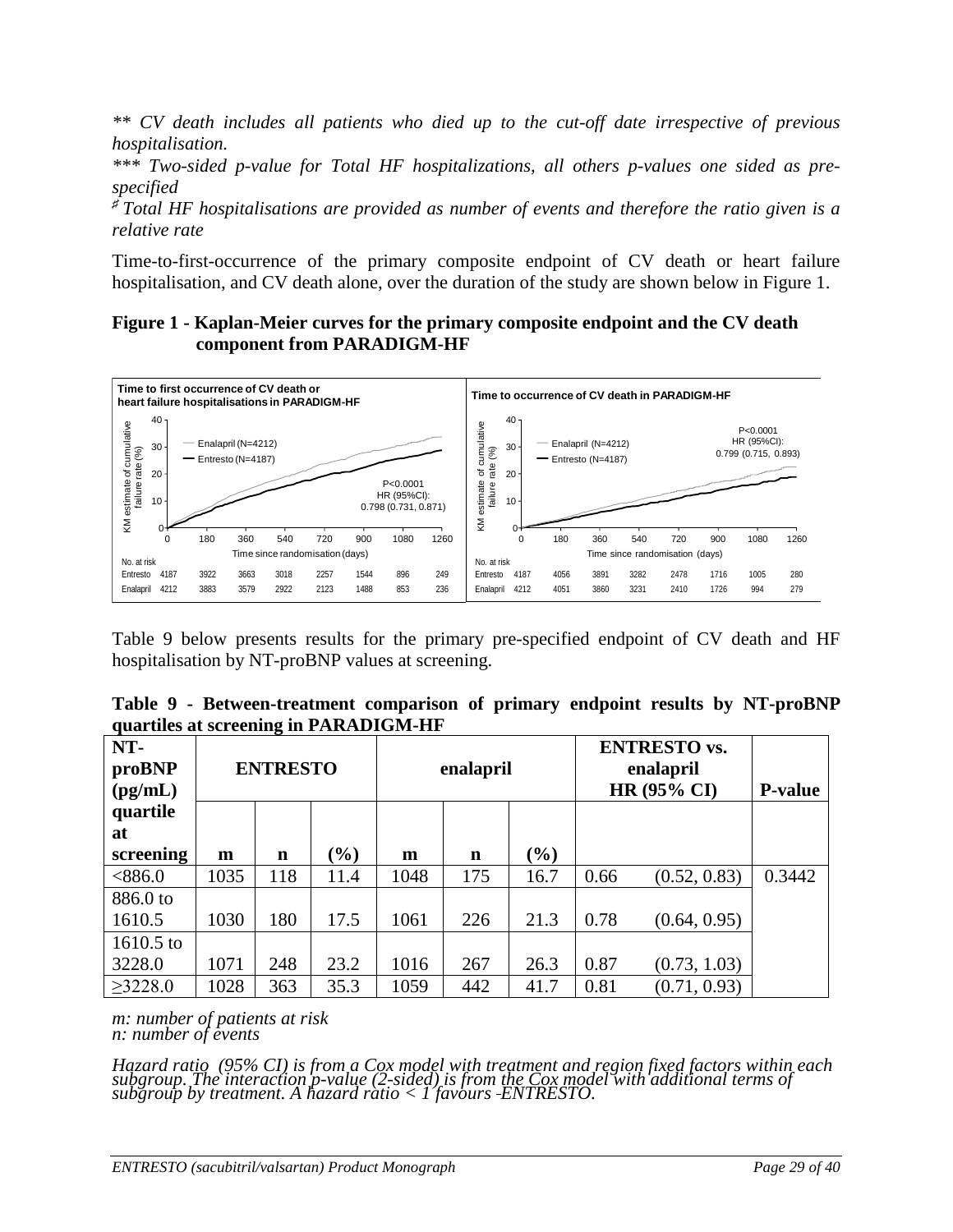*** CV death includes all patients who died up to the cut-off date irrespective of previous hospitalisation.*

**** Two-sided p-value for Total HF hospitalizations, all others p-values one sided as pre-specified*

*# Total HF hospitalisations are provided as number of events and therefore the ratio given is a relative rate*

Time-to-first-occurrence of the primary composite endpoint of CV death or heart failure hospitalisation, and CV death alone, over the duration of the study are shown below in Figure 1.

**Figure 1 - Kaplan-Meier curves for the primary composite endpoint and the CV death component from PARADIGM-HF**

Time to first occurrence of CV death or heart failure hospitalisations in PARADIGM-HF

P<0.0001, HR (95%CI): 0.798 (0.731, 0.871)

| No. at risk | 0 | 180 | 360 | 540 | 720 | 900 | 1080 | 1260 |
|---|---|---|---|---|---|---|---|---|
| Entresto | 4187 | 3922 | 3663 | 3018 | 2257 | 1544 | 896 | 249 |
| Enalapril | 4212 | 3883 | 3579 | 2922 | 2123 | 1488 | 853 | 236 |

Time to occurrence of CV death in PARADIGM-HF

P<0.0001, HR (95%CI): 0.799 (0.715, 0.893)

| No. at risk | 0 | 180 | 360 | 540 | 720 | 900 | 1080 | 1260 |
|---|---|---|---|---|---|---|---|---|
| Entresto | 4187 | 4056 | 3891 | 3282 | 2478 | 1716 | 1005 | 280 |
| Enalapril | 4212 | 4051 | 3860 | 3231 | 2410 | 1726 | 994 | 279 |

Table 9 below presents results for the primary pre-specified endpoint of CV death and HF hospitalisation by NT-proBNP values at screening.

**Table 9 - Between-treatment comparison of primary endpoint results by NT-proBNP quartiles at screening in PARADIGM-HF**

| NT-proBNP (pg/mL) quartile at screening | ENTRESTO | | | enalapril | | | ENTRESTO vs. enalapril HR (95% CI) | | P-value |
|---|---|---|---|---|---|---|---|---|---|
| | m | n | (%) | m | n | (%) | | | |
| <886.0 | 1035 | 118 | 11.4 | 1048 | 175 | 16.7 | 0.66 | (0.52, 0.83) | 0.3442 |
| 886.0 to 1610.5 | 1030 | 180 | 17.5 | 1061 | 226 | 21.3 | 0.78 | (0.64, 0.95) | |
| 1610.5 to 3228.0 | 1071 | 248 | 23.2 | 1016 | 267 | 26.3 | 0.87 | (0.73, 1.03) | |
| ≥3228.0 | 1028 | 363 | 35.3 | 1059 | 442 | 41.7 | 0.81 | (0.71, 0.93) | |

*m: number of patients at risk*
*n: number of events*

*Hazard ratio (95% CI) is from a Cox model with treatment and region fixed factors within each subgroup. The interaction p-value (2-sided) is from the Cox model with additional terms of subgroup by treatment. A hazard ratio < 1 favours ENTRESTO.*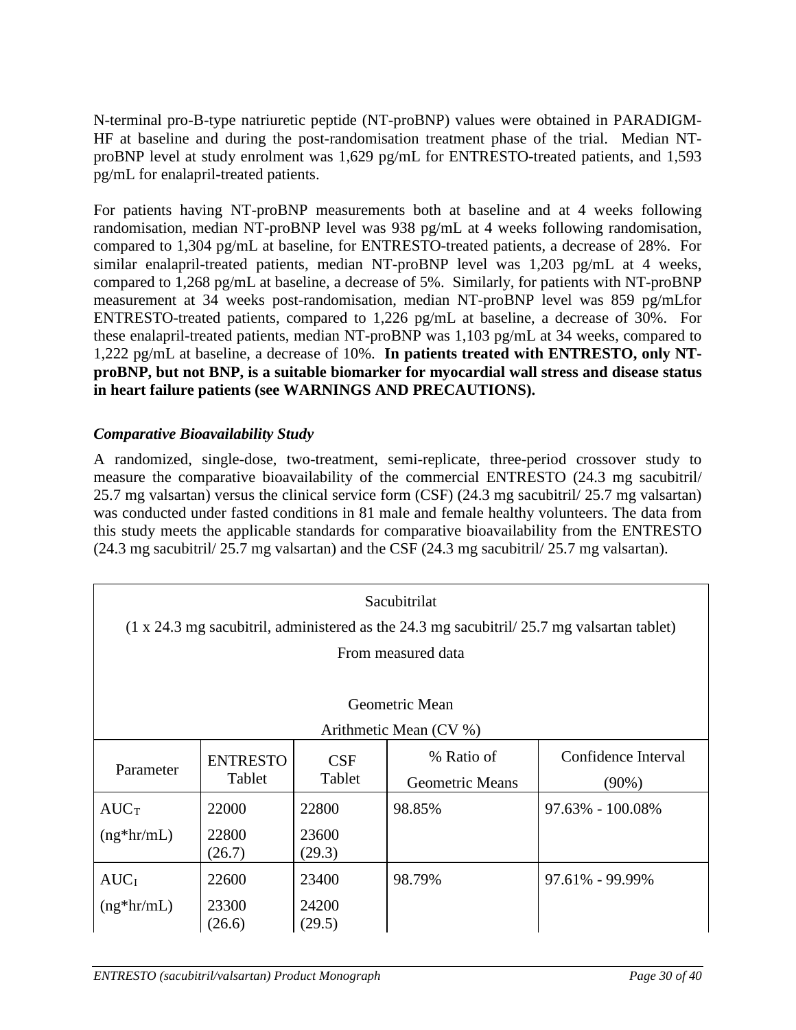N-terminal pro-B-type natriuretic peptide (NT-proBNP) values were obtained in PARADIGM-HF at baseline and during the post-randomisation treatment phase of the trial. Median NT-proBNP level at study enrolment was 1,629 pg/mL for ENTRESTO-treated patients, and 1,593 pg/mL for enalapril-treated patients.

For patients having NT-proBNP measurements both at baseline and at 4 weeks following randomisation, median NT-proBNP level was 938 pg/mL at 4 weeks following randomisation, compared to 1,304 pg/mL at baseline, for ENTRESTO-treated patients, a decrease of 28%. For similar enalapril-treated patients, median NT-proBNP level was 1,203 pg/mL at 4 weeks, compared to 1,268 pg/mL at baseline, a decrease of 5%. Similarly, for patients with NT-proBNP measurement at 34 weeks post-randomisation, median NT-proBNP level was 859 pg/mLfor ENTRESTO-treated patients, compared to 1,226 pg/mL at baseline, a decrease of 30%. For these enalapril-treated patients, median NT-proBNP was 1,103 pg/mL at 34 weeks, compared to 1,222 pg/mL at baseline, a decrease of 10%. **In patients treated with ENTRESTO, only NT-proBNP, but not BNP, is a suitable biomarker for myocardial wall stress and disease status in heart failure patients (see WARNINGS AND PRECAUTIONS).**

***Comparative Bioavailability Study***

A randomized, single-dose, two-treatment, semi-replicate, three-period crossover study to measure the comparative bioavailability of the commercial ENTRESTO (24.3 mg sacubitril/ 25.7 mg valsartan) versus the clinical service form (CSF) (24.3 mg sacubitril/ 25.7 mg valsartan) was conducted under fasted conditions in 81 male and female healthy volunteers. The data from this study meets the applicable standards for comparative bioavailability from the ENTRESTO (24.3 mg sacubitril/ 25.7 mg valsartan) and the CSF (24.3 mg sacubitril/ 25.7 mg valsartan).

| Sacubitrilat<br>(1 x 24.3 mg sacubitril, administered as the 24.3 mg sacubitril/ 25.7 mg valsartan tablet)<br>From measured data<br><br>Geometric Mean<br>Arithmetic Mean (CV %) | | | | |
|---|---|---|---|---|
| Parameter | ENTRESTO Tablet | CSF Tablet | % Ratio of Geometric Means | Confidence Interval (90%) |
| $AUC_T$ (ng*hr/mL) | 22000<br>22800 (26.7) | 22800<br>23600 (29.3) | 98.85% | 97.63% - 100.08% |
| $AUC_I$ (ng*hr/mL) | 22600<br>23300 (26.6) | 23400<br>24200 (29.5) | 98.79% | 97.61% - 99.99% |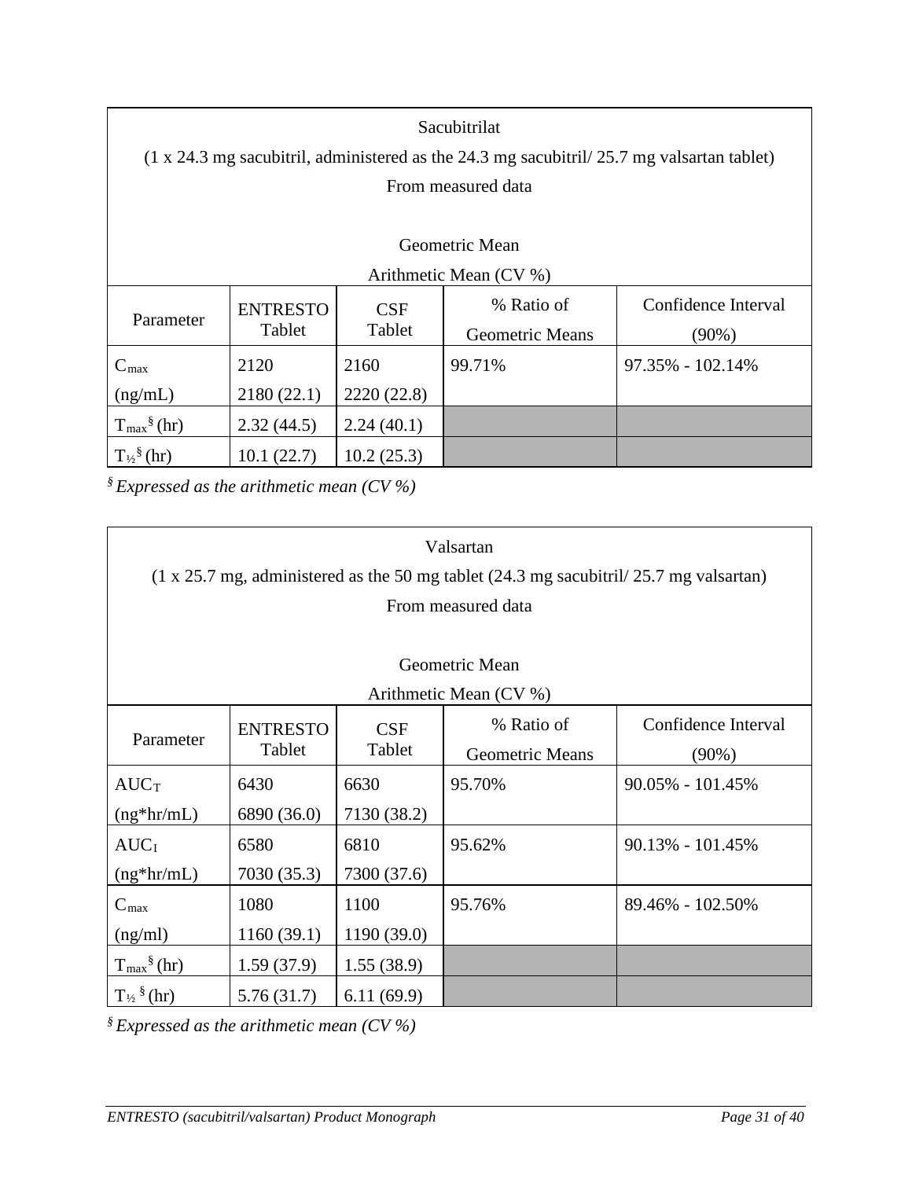| Sacubitrilat<br>(1 x 24.3 mg sacubitril, administered as the 24.3 mg sacubitril/ 25.7 mg valsartan tablet)<br>From measured data<br><br>Geometric Mean<br>Arithmetic Mean (CV %) | | | | |
|---|---|---|---|---|
| Parameter | ENTRESTO Tablet | CSF Tablet | % Ratio of Geometric Means | Confidence Interval (90%) |
| $C_{max}$ (ng/mL) | 2120<br>2180 (22.1) | 2160<br>2220 (22.8) | 99.71% | 97.35% - 102.14% |
| $T_{max}$[§] (hr) | 2.32 (44.5) | 2.24 (40.1) | | |
| $T_{½}$[§] (hr) | 10.1 (22.7) | 10.2 (25.3) | | |

[§] *Expressed as the arithmetic mean (CV %)*

| Valsartan<br>(1 x 25.7 mg, administered as the 50 mg tablet (24.3 mg sacubitril/ 25.7 mg valsartan)<br>From measured data<br><br>Geometric Mean<br>Arithmetic Mean (CV %) | | | | |
|---|---|---|---|---|
| Parameter | ENTRESTO Tablet | CSF Tablet | % Ratio of Geometric Means | Confidence Interval (90%) |
| $AUC_T$ (ng*hr/mL) | 6430<br>6890 (36.0) | 6630<br>7130 (38.2) | 95.70% | 90.05% - 101.45% |
| $AUC_I$ (ng*hr/mL) | 6580<br>7030 (35.3) | 6810<br>7300 (37.6) | 95.62% | 90.13% - 101.45% |
| $C_{max}$ (ng/ml) | 1080<br>1160 (39.1) | 1100<br>1190 (39.0) | 95.76% | 89.46% - 102.50% |
| $T_{max}$[§] (hr) | 1.59 (37.9) | 1.55 (38.9) | | |
| $T_{½}$[§] (hr) | 5.76 (31.7) | 6.11 (69.9) | | |

[§] *Expressed as the arithmetic mean (CV %)*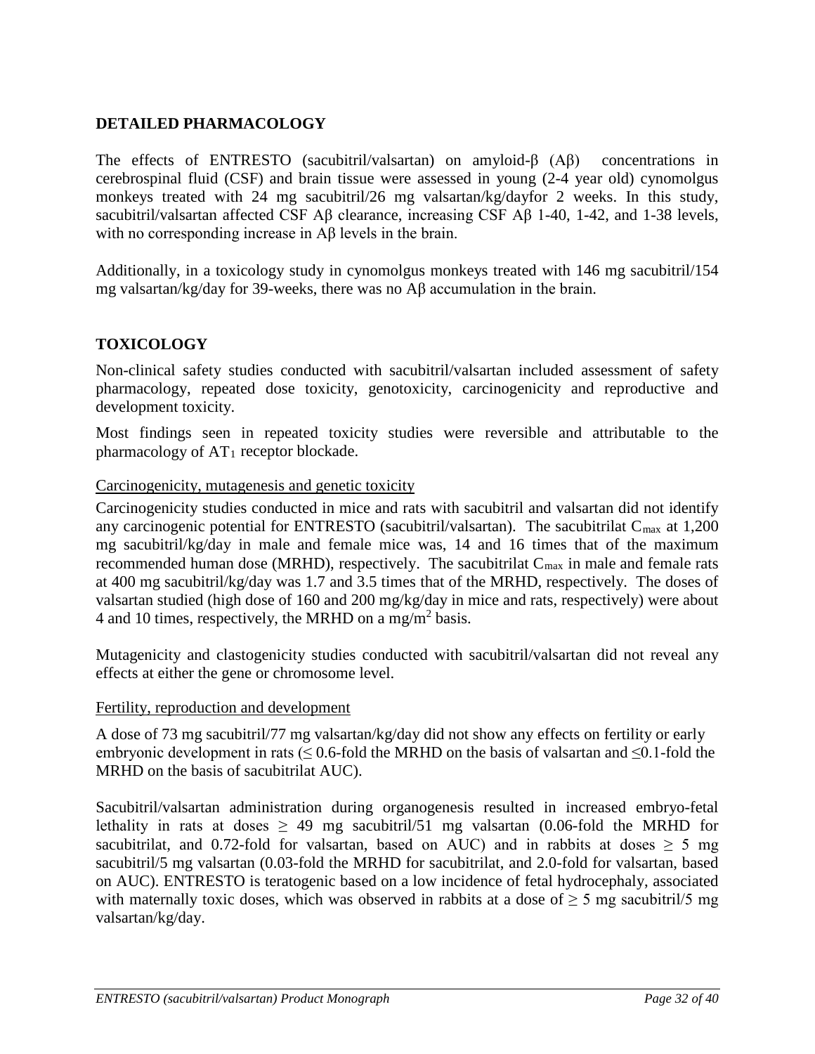## DETAILED PHARMACOLOGY

The effects of ENTRESTO (sacubitril/valsartan) on amyloid-β (Aβ) concentrations in cerebrospinal fluid (CSF) and brain tissue were assessed in young (2-4 year old) cynomolgus monkeys treated with 24 mg sacubitril/26 mg valsartan/kg/dayfor 2 weeks. In this study, sacubitril/valsartan affected CSF Aβ clearance, increasing CSF Aβ 1-40, 1-42, and 1-38 levels, with no corresponding increase in Aβ levels in the brain.

Additionally, in a toxicology study in cynomolgus monkeys treated with 146 mg sacubitril/154 mg valsartan/kg/day for 39-weeks, there was no Aβ accumulation in the brain.

## TOXICOLOGY

Non-clinical safety studies conducted with sacubitril/valsartan included assessment of safety pharmacology, repeated dose toxicity, genotoxicity, carcinogenicity and reproductive and development toxicity.

Most findings seen in repeated toxicity studies were reversible and attributable to the pharmacology of $AT_1$ receptor blockade.

### Carcinogenicity, mutagenesis and genetic toxicity

Carcinogenicity studies conducted in mice and rats with sacubitril and valsartan did not identify any carcinogenic potential for ENTRESTO (sacubitril/valsartan). The sacubitrilat $C_{max}$ at 1,200 mg sacubitril/kg/day in male and female mice was, 14 and 16 times that of the maximum recommended human dose (MRHD), respectively. The sacubitrilat $C_{max}$ in male and female rats at 400 mg sacubitril/kg/day was 1.7 and 3.5 times that of the MRHD, respectively. The doses of valsartan studied (high dose of 160 and 200 mg/kg/day in mice and rats, respectively) were about 4 and 10 times, respectively, the MRHD on a mg/m$^2$ basis.

Mutagenicity and clastogenicity studies conducted with sacubitril/valsartan did not reveal any effects at either the gene or chromosome level.

### Fertility, reproduction and development

A dose of 73 mg sacubitril/77 mg valsartan/kg/day did not show any effects on fertility or early embryonic development in rats (≤ 0.6-fold the MRHD on the basis of valsartan and ≤0.1-fold the MRHD on the basis of sacubitrilat AUC).

Sacubitril/valsartan administration during organogenesis resulted in increased embryo-fetal lethality in rats at doses ≥ 49 mg sacubitril/51 mg valsartan (0.06-fold the MRHD for sacubitrilat, and 0.72-fold for valsartan, based on AUC) and in rabbits at doses ≥ 5 mg sacubitril/5 mg valsartan (0.03-fold the MRHD for sacubitrilat, and 2.0-fold for valsartan, based on AUC). ENTRESTO is teratogenic based on a low incidence of fetal hydrocephaly, associated with maternally toxic doses, which was observed in rabbits at a dose of ≥ 5 mg sacubitril/5 mg valsartan/kg/day.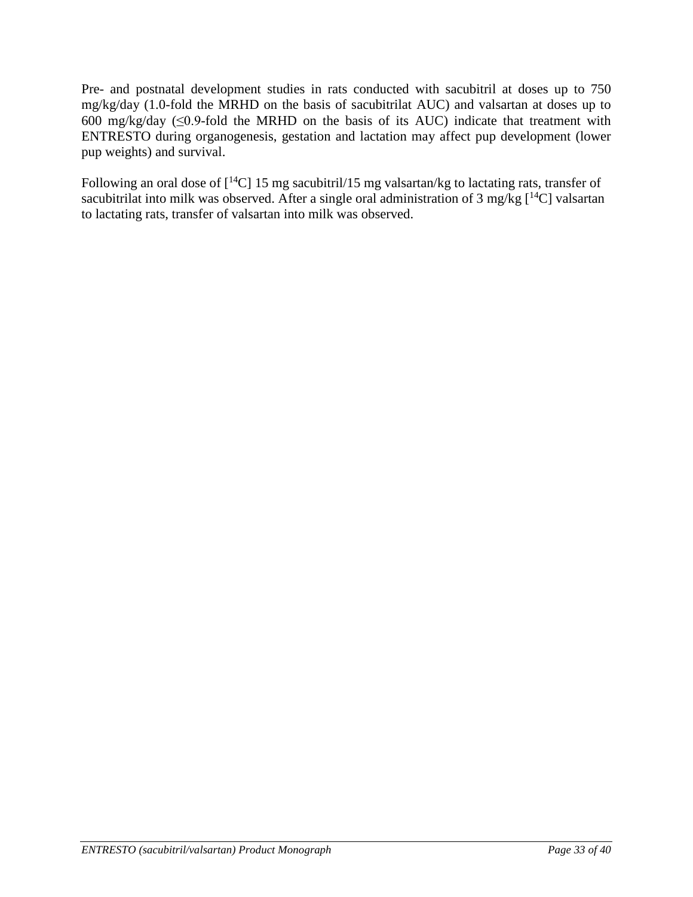Pre- and postnatal development studies in rats conducted with sacubitril at doses up to 750 mg/kg/day (1.0-fold the MRHD on the basis of sacubitrilat AUC) and valsartan at doses up to 600 mg/kg/day (≤0.9-fold the MRHD on the basis of its AUC) indicate that treatment with ENTRESTO during organogenesis, gestation and lactation may affect pup development (lower pup weights) and survival.

Following an oral dose of [$^{14}$C] 15 mg sacubitril/15 mg valsartan/kg to lactating rats, transfer of sacubitrilat into milk was observed. After a single oral administration of 3 mg/kg [$^{14}$C] valsartan to lactating rats, transfer of valsartan into milk was observed.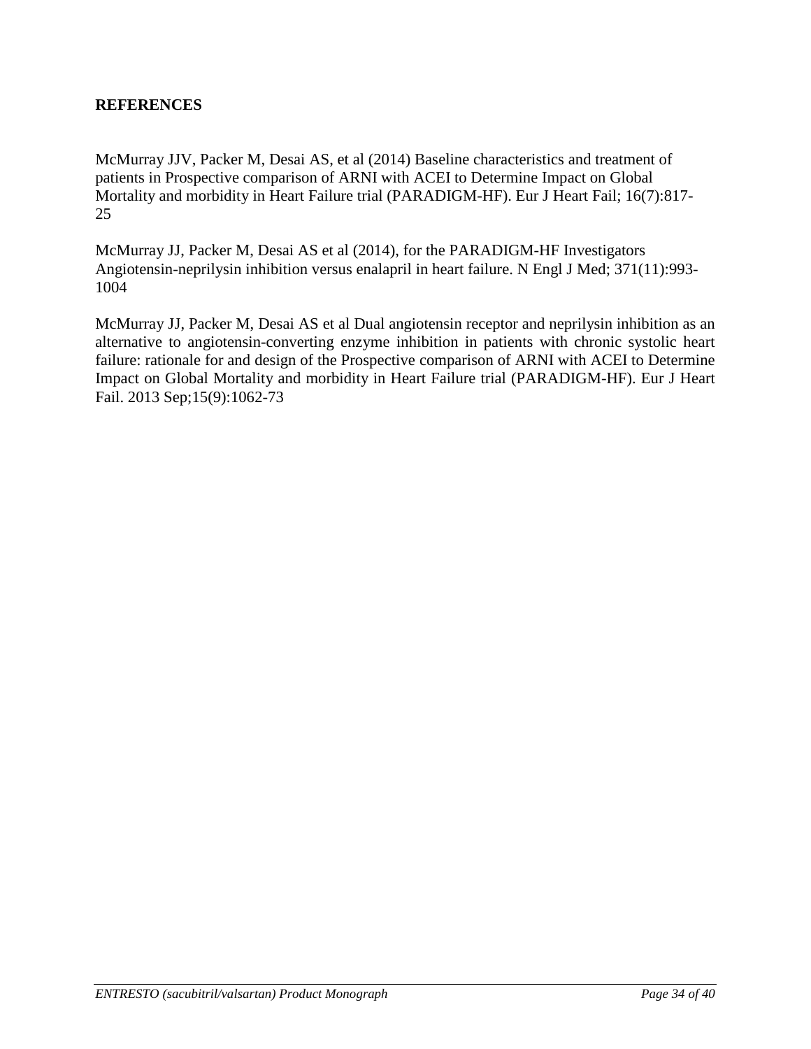## REFERENCES

McMurray JJV, Packer M, Desai AS, et al (2014) Baseline characteristics and treatment of patients in Prospective comparison of ARNI with ACEI to Determine Impact on Global Mortality and morbidity in Heart Failure trial (PARADIGM-HF). Eur J Heart Fail; 16(7):817-25

McMurray JJ, Packer M, Desai AS et al (2014), for the PARADIGM-HF Investigators Angiotensin-neprilysin inhibition versus enalapril in heart failure. N Engl J Med; 371(11):993-1004

McMurray JJ, Packer M, Desai AS et al Dual angiotensin receptor and neprilysin inhibition as an alternative to angiotensin-converting enzyme inhibition in patients with chronic systolic heart failure: rationale for and design of the Prospective comparison of ARNI with ACEI to Determine Impact on Global Mortality and morbidity in Heart Failure trial (PARADIGM-HF). Eur J Heart Fail. 2013 Sep;15(9):1062-73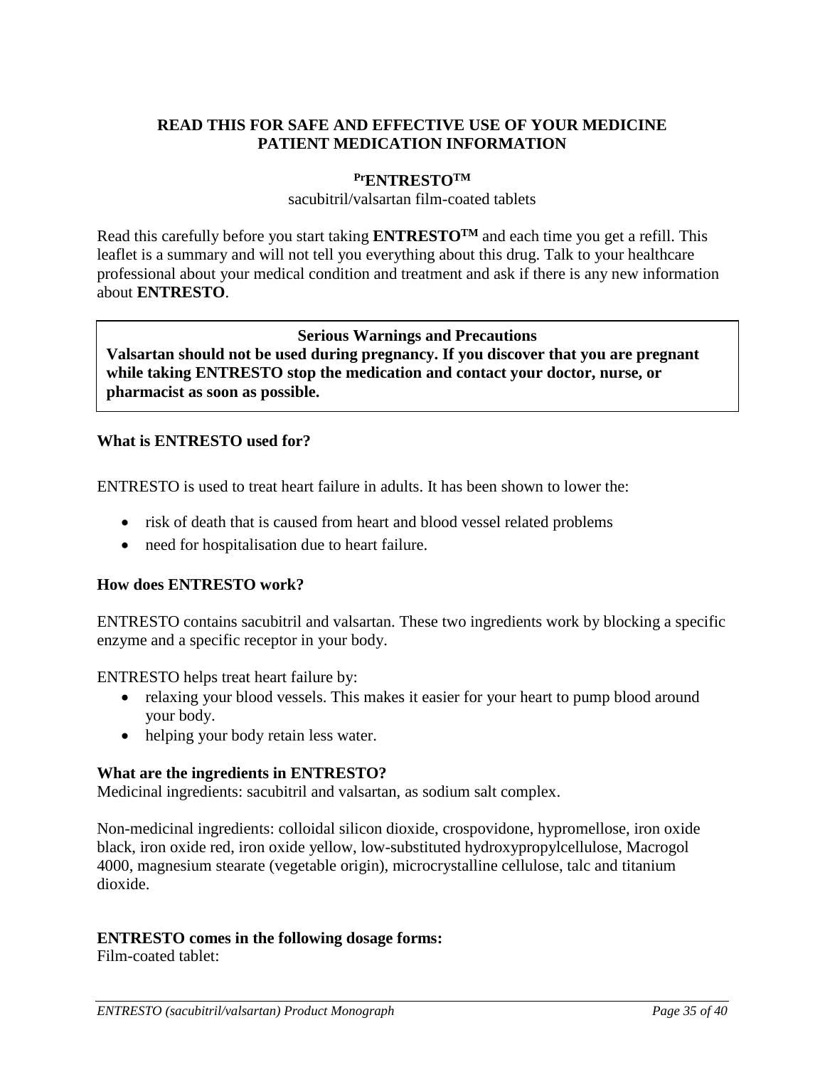**READ THIS FOR SAFE AND EFFECTIVE USE OF YOUR MEDICINE**
**PATIENT MEDICATION INFORMATION**

**[Pr]ENTRESTO[TM]**
sacubitril/valsartan film-coated tablets

Read this carefully before you start taking **ENTRESTO[TM]** and each time you get a refill. This leaflet is a summary and will not tell you everything about this drug. Talk to your healthcare professional about your medical condition and treatment and ask if there is any new information about **ENTRESTO**.

| **Serious Warnings and Precautions** |
| --- |
| **Valsartan should not be used during pregnancy. If you discover that you are pregnant while taking ENTRESTO stop the medication and contact your doctor, nurse, or pharmacist as soon as possible.** |

**What is ENTRESTO used for?**

ENTRESTO is used to treat heart failure in adults. It has been shown to lower the:

- risk of death that is caused from heart and blood vessel related problems
- need for hospitalisation due to heart failure.

**How does ENTRESTO work?**

ENTRESTO contains sacubitril and valsartan. These two ingredients work by blocking a specific enzyme and a specific receptor in your body.

ENTRESTO helps treat heart failure by:

- relaxing your blood vessels. This makes it easier for your heart to pump blood around your body.
- helping your body retain less water.

**What are the ingredients in ENTRESTO?**
Medicinal ingredients: sacubitril and valsartan, as sodium salt complex.

Non-medicinal ingredients: colloidal silicon dioxide, crospovidone, hypromellose, iron oxide black, iron oxide red, iron oxide yellow, low-substituted hydroxypropylcellulose, Macrogol 4000, magnesium stearate (vegetable origin), microcrystalline cellulose, talc and titanium dioxide.

**ENTRESTO comes in the following dosage forms:**
Film-coated tablet: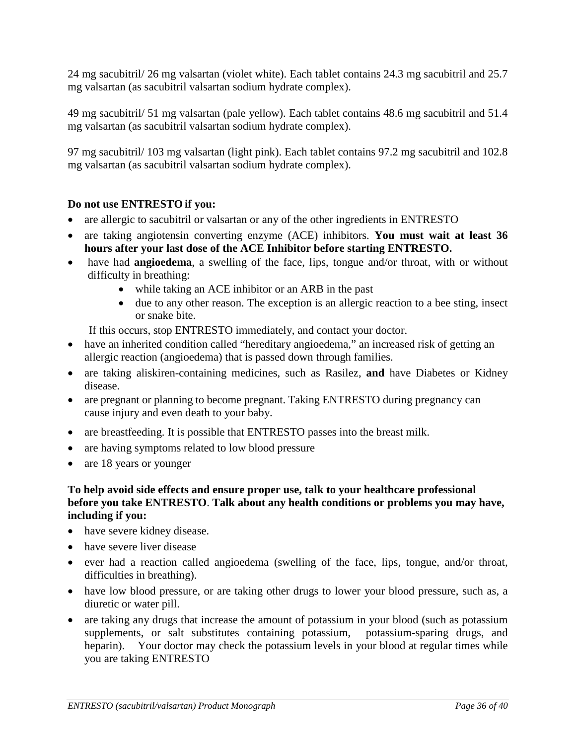24 mg sacubitril/ 26 mg valsartan (violet white). Each tablet contains 24.3 mg sacubitril and 25.7 mg valsartan (as sacubitril valsartan sodium hydrate complex).

49 mg sacubitril/ 51 mg valsartan (pale yellow). Each tablet contains 48.6 mg sacubitril and 51.4 mg valsartan (as sacubitril valsartan sodium hydrate complex).

97 mg sacubitril/ 103 mg valsartan (light pink). Each tablet contains 97.2 mg sacubitril and 102.8 mg valsartan (as sacubitril valsartan sodium hydrate complex).

**Do not use ENTRESTO if you:**

- are allergic to sacubitril or valsartan or any of the other ingredients in ENTRESTO
- are taking angiotensin converting enzyme (ACE) inhibitors. **You must wait at least 36 hours after your last dose of the ACE Inhibitor before starting ENTRESTO.**
- have had **angioedema**, a swelling of the face, lips, tongue and/or throat, with or without difficulty in breathing:
  - while taking an ACE inhibitor or an ARB in the past
  - due to any other reason. The exception is an allergic reaction to a bee sting, insect or snake bite.

  If this occurs, stop ENTRESTO immediately, and contact your doctor.
- have an inherited condition called "hereditary angioedema," an increased risk of getting an allergic reaction (angioedema) that is passed down through families.
- are taking aliskiren-containing medicines, such as Rasilez, **and** have Diabetes or Kidney disease.
- are pregnant or planning to become pregnant. Taking ENTRESTO during pregnancy can cause injury and even death to your baby.
- are breastfeeding. It is possible that ENTRESTO passes into the breast milk.
- are having symptoms related to low blood pressure
- are 18 years or younger

**To help avoid side effects and ensure proper use, talk to your healthcare professional before you take ENTRESTO**. **Talk about any health conditions or problems you may have, including if you:**

- have severe kidney disease.
- have severe liver disease
- ever had a reaction called angioedema (swelling of the face, lips, tongue, and/or throat, difficulties in breathing).
- have low blood pressure, or are taking other drugs to lower your blood pressure, such as, a diuretic or water pill.
- are taking any drugs that increase the amount of potassium in your blood (such as potassium supplements, or salt substitutes containing potassium, potassium-sparing drugs, and heparin). Your doctor may check the potassium levels in your blood at regular times while you are taking ENTRESTO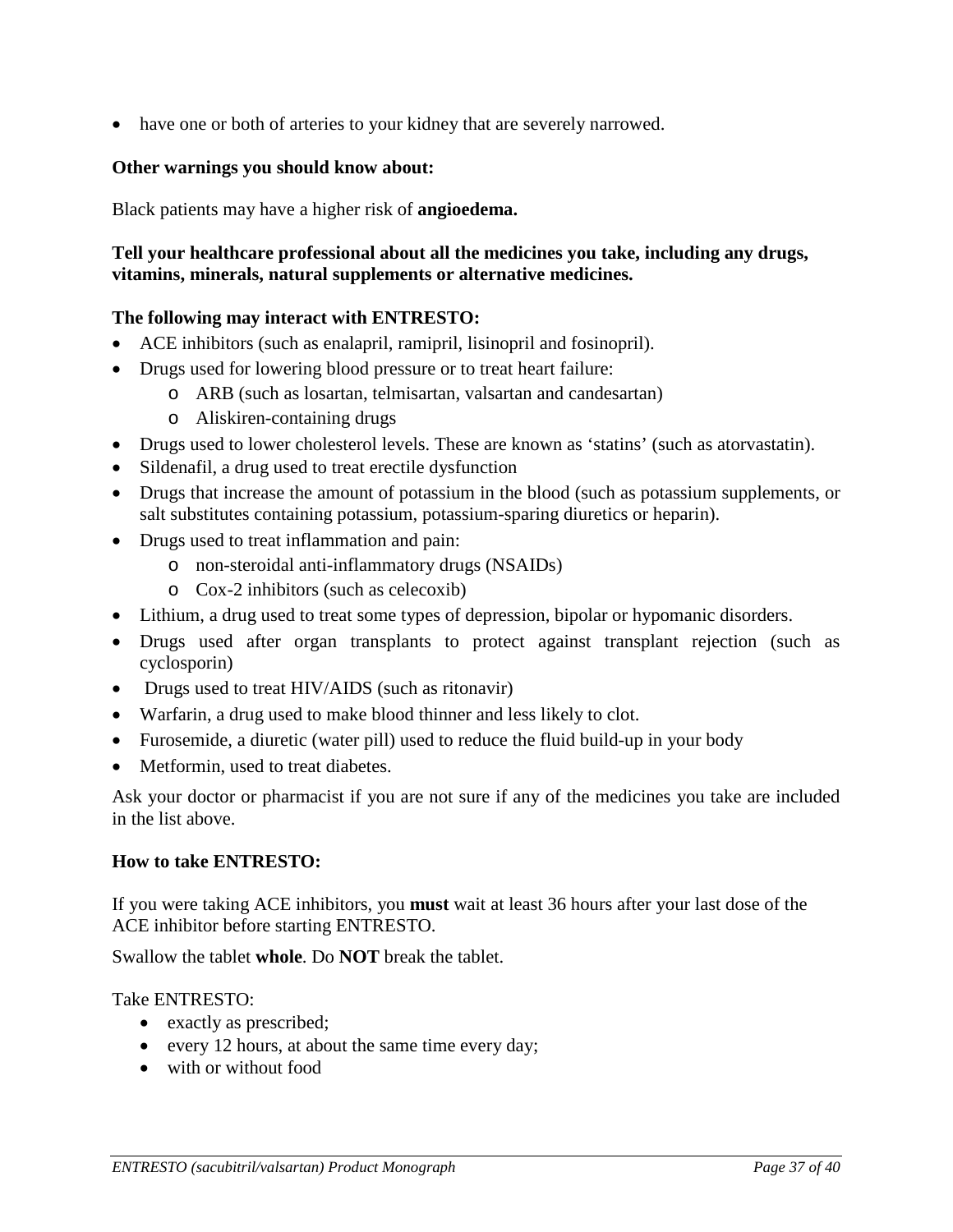- have one or both of arteries to your kidney that are severely narrowed.

**Other warnings you should know about:**

Black patients may have a higher risk of **angioedema.**

**Tell your healthcare professional about all the medicines you take, including any drugs, vitamins, minerals, natural supplements or alternative medicines.**

**The following may interact with ENTRESTO:**

- ACE inhibitors (such as enalapril, ramipril, lisinopril and fosinopril).
- Drugs used for lowering blood pressure or to treat heart failure:
  - ARB (such as losartan, telmisartan, valsartan and candesartan)
  - Aliskiren-containing drugs
- Drugs used to lower cholesterol levels. These are known as 'statins' (such as atorvastatin).
- Sildenafil, a drug used to treat erectile dysfunction
- Drugs that increase the amount of potassium in the blood (such as potassium supplements, or salt substitutes containing potassium, potassium-sparing diuretics or heparin).
- Drugs used to treat inflammation and pain:
  - non-steroidal anti-inflammatory drugs (NSAIDs)
  - Cox-2 inhibitors (such as celecoxib)
- Lithium, a drug used to treat some types of depression, bipolar or hypomanic disorders.
- Drugs used after organ transplants to protect against transplant rejection (such as cyclosporin)
- Drugs used to treat HIV/AIDS (such as ritonavir)
- Warfarin, a drug used to make blood thinner and less likely to clot.
- Furosemide, a diuretic (water pill) used to reduce the fluid build-up in your body
- Metformin, used to treat diabetes.

Ask your doctor or pharmacist if you are not sure if any of the medicines you take are included in the list above.

**How to take ENTRESTO:**

If you were taking ACE inhibitors, you **must** wait at least 36 hours after your last dose of the ACE inhibitor before starting ENTRESTO.

Swallow the tablet **whole**. Do **NOT** break the tablet.

Take ENTRESTO:

- exactly as prescribed;
- every 12 hours, at about the same time every day;
- with or without food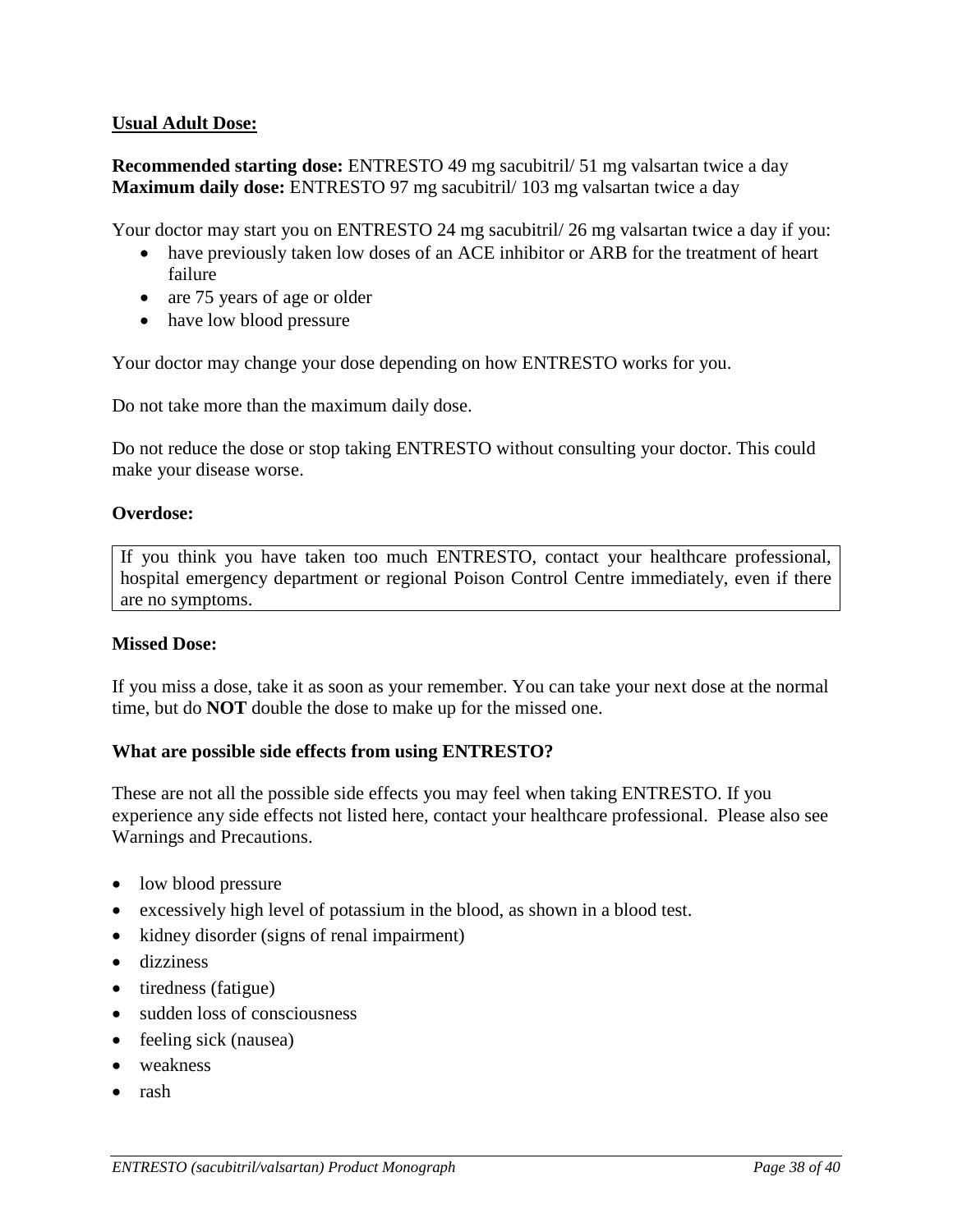**Usual Adult Dose:**

**Recommended starting dose:** ENTRESTO 49 mg sacubitril/ 51 mg valsartan twice a day
**Maximum daily dose:** ENTRESTO 97 mg sacubitril/ 103 mg valsartan twice a day

Your doctor may start you on ENTRESTO 24 mg sacubitril/ 26 mg valsartan twice a day if you:

- have previously taken low doses of an ACE inhibitor or ARB for the treatment of heart failure
- are 75 years of age or older
- have low blood pressure

Your doctor may change your dose depending on how ENTRESTO works for you.

Do not take more than the maximum daily dose.

Do not reduce the dose or stop taking ENTRESTO without consulting your doctor. This could make your disease worse.

**Overdose:**

If you think you have taken too much ENTRESTO, contact your healthcare professional, hospital emergency department or regional Poison Control Centre immediately, even if there are no symptoms.

**Missed Dose:**

If you miss a dose, take it as soon as your remember. You can take your next dose at the normal time, but do **NOT** double the dose to make up for the missed one.

**What are possible side effects from using ENTRESTO?**

These are not all the possible side effects you may feel when taking ENTRESTO. If you experience any side effects not listed here, contact your healthcare professional. Please also see Warnings and Precautions.

- low blood pressure
- excessively high level of potassium in the blood, as shown in a blood test.
- kidney disorder (signs of renal impairment)
- dizziness
- tiredness (fatigue)
- sudden loss of consciousness
- feeling sick (nausea)
- weakness
- rash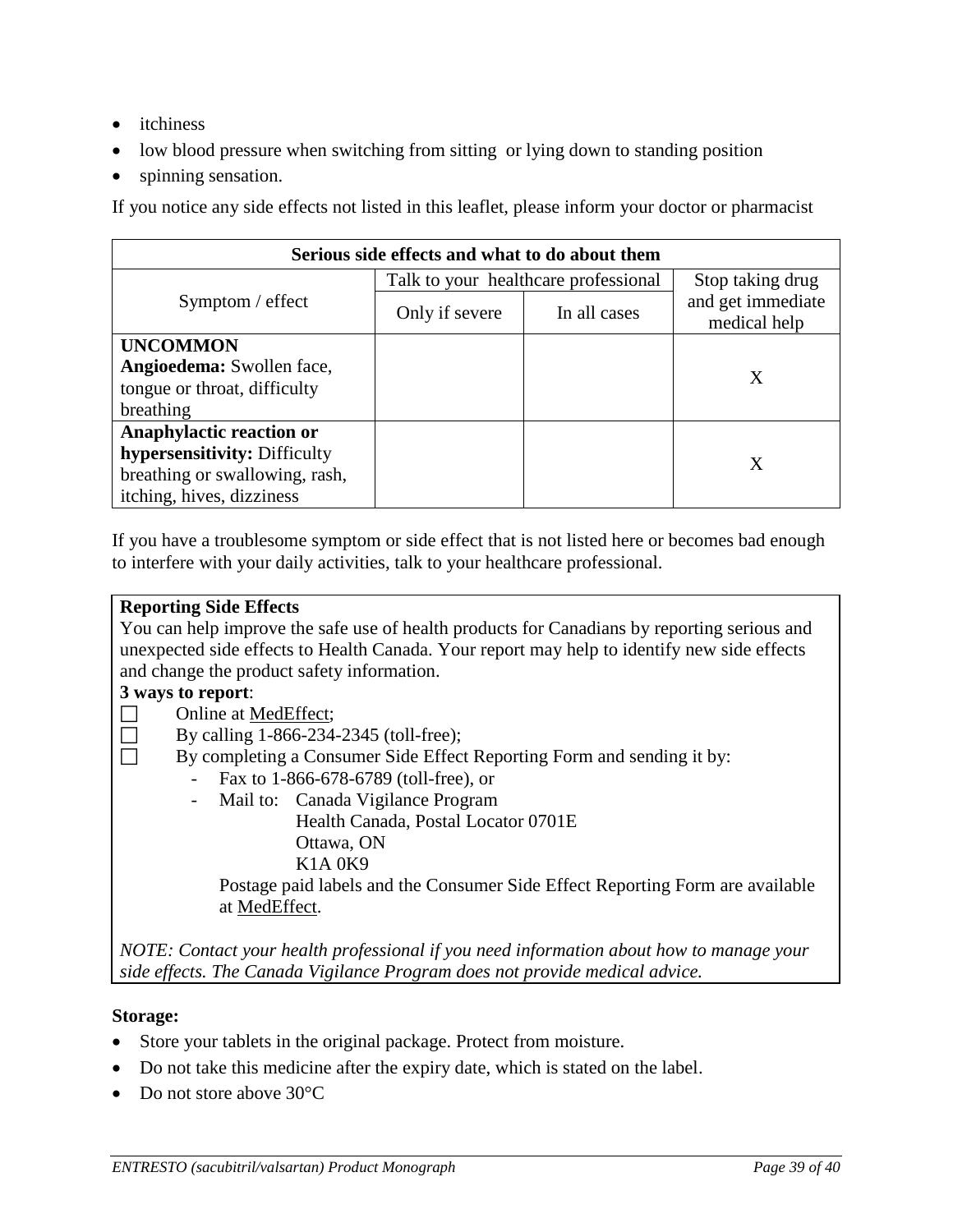- itchiness
- low blood pressure when switching from sitting or lying down to standing position
- spinning sensation.

If you notice any side effects not listed in this leaflet, please inform your doctor or pharmacist

| Serious side effects and what to do about them | | | |
|---|---|---|---|
| Symptom / effect | Talk to your healthcare professional | | Stop taking drug and get immediate medical help |
| | Only if severe | In all cases | |
| **UNCOMMON** **Angioedema:** Swollen face, tongue or throat, difficulty breathing | | | X |
| **Anaphylactic reaction or hypersensitivity:** Difficulty breathing or swallowing, rash, itching, hives, dizziness | | | X |

If you have a troublesome symptom or side effect that is not listed here or becomes bad enough to interfere with your daily activities, talk to your healthcare professional.

**Reporting Side Effects**

You can help improve the safe use of health products for Canadians by reporting serious and unexpected side effects to Health Canada. Your report may help to identify new side effects and change the product safety information.

**3 ways to report**:

- ☐ Online at MedEffect;
- ☐ By calling 1-866-234-2345 (toll-free);
- ☐ By completing a Consumer Side Effect Reporting Form and sending it by:
  - Fax to 1-866-678-6789 (toll-free), or
  - Mail to: Canada Vigilance Program
    Health Canada, Postal Locator 0701E
    Ottawa, ON
    K1A 0K9

  Postage paid labels and the Consumer Side Effect Reporting Form are available at MedEffect.

*NOTE: Contact your health professional if you need information about how to manage your side effects. The Canada Vigilance Program does not provide medical advice.*

**Storage:**

- Store your tablets in the original package. Protect from moisture.
- Do not take this medicine after the expiry date, which is stated on the label.
- Do not store above 30°C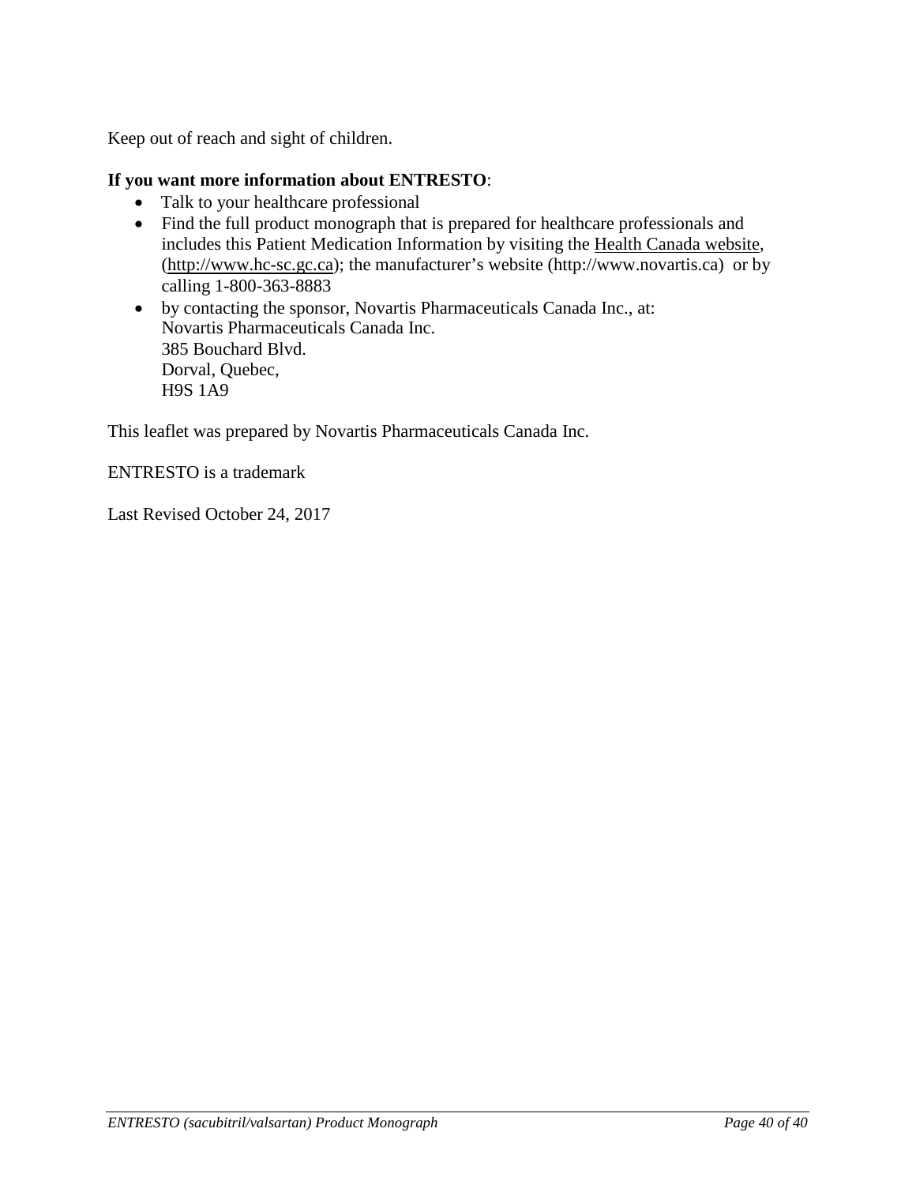Keep out of reach and sight of children.

**If you want more information about ENTRESTO**:

- Talk to your healthcare professional
- Find the full product monograph that is prepared for healthcare professionals and includes this Patient Medication Information by visiting the Health Canada website, (http://www.hc-sc.gc.ca); the manufacturer's website (http://www.novartis.ca) or by calling 1-800-363-8883
- by contacting the sponsor, Novartis Pharmaceuticals Canada Inc., at:
  Novartis Pharmaceuticals Canada Inc.
  385 Bouchard Blvd.
  Dorval, Quebec,
  H9S 1A9

This leaflet was prepared by Novartis Pharmaceuticals Canada Inc.

ENTRESTO is a trademark

Last Revised October 24, 2017